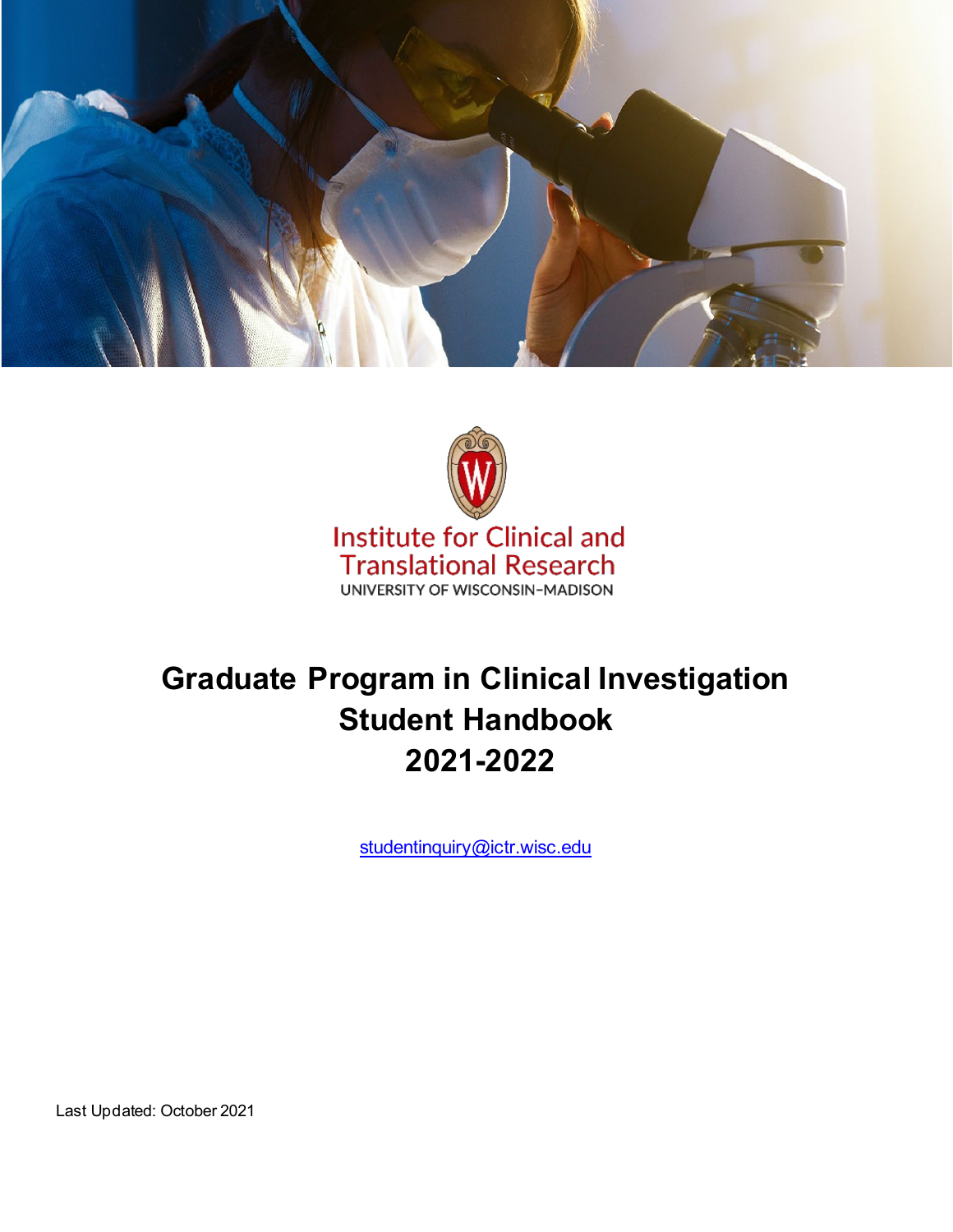Institute for Clinical and Translational Research

UNIVERSITY OF WISCONSIN–MADISON

# Graduate Program in Clinical Investigation Student Handbook 2021-2022

studentinquiry@ictr.wisc.edu

Last Updated: October 2021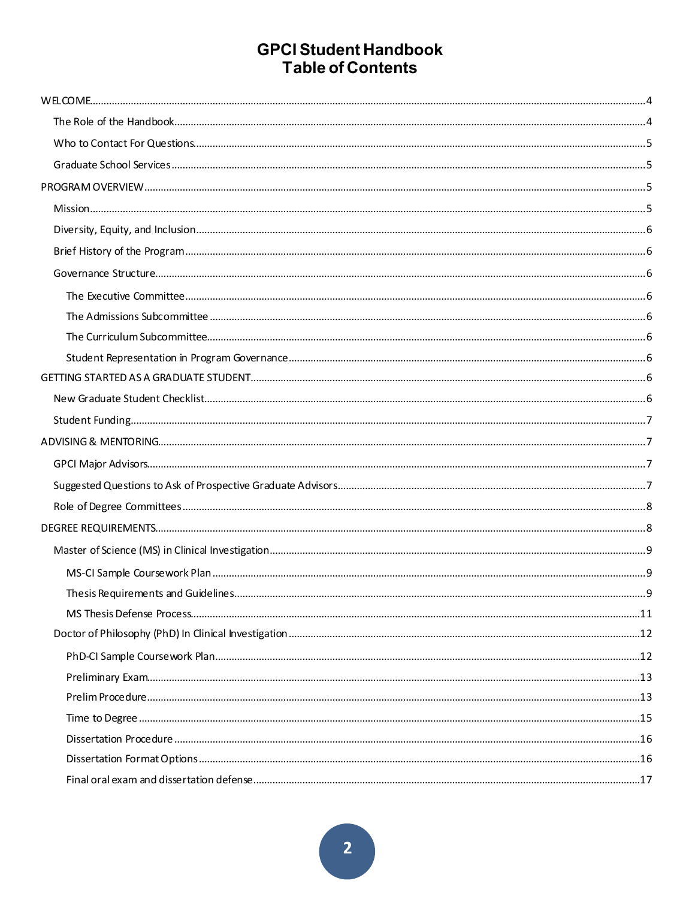# GPCI Student Handbook
# Table of Contents

- WELCOME....4
  - The Role of the Handbook....4
  - Who to Contact For Questions....5
  - Graduate School Services....5
- PROGRAM OVERVIEW....5
  - Mission....5
  - Diversity, Equity, and Inclusion....6
  - Brief History of the Program....6
  - Governance Structure....6
    - The Executive Committee....6
    - The Admissions Subcommittee....6
    - The Curriculum Subcommittee....6
    - Student Representation in Program Governance....6
- GETTING STARTED AS A GRADUATE STUDENT....6
  - New Graduate Student Checklist....6
  - Student Funding....7
- ADVISING & MENTORING....7
  - GPCI Major Advisors....7
  - Suggested Questions to Ask of Prospective Graduate Advisors....7
  - Role of Degree Committees....8
- DEGREE REQUIREMENTS....8
  - Master of Science (MS) in Clinical Investigation....9
    - MS-CI Sample Coursework Plan....9
    - Thesis Requirements and Guidelines....9
    - MS Thesis Defense Process....11
  - Doctor of Philosophy (PhD) In Clinical Investigation....12
    - PhD-CI Sample Coursework Plan....12
    - Preliminary Exam....13
    - Prelim Procedure....13
    - Time to Degree....15
    - Dissertation Procedure....16
    - Dissertation Format Options....16
    - Final oral exam and dissertation defense....17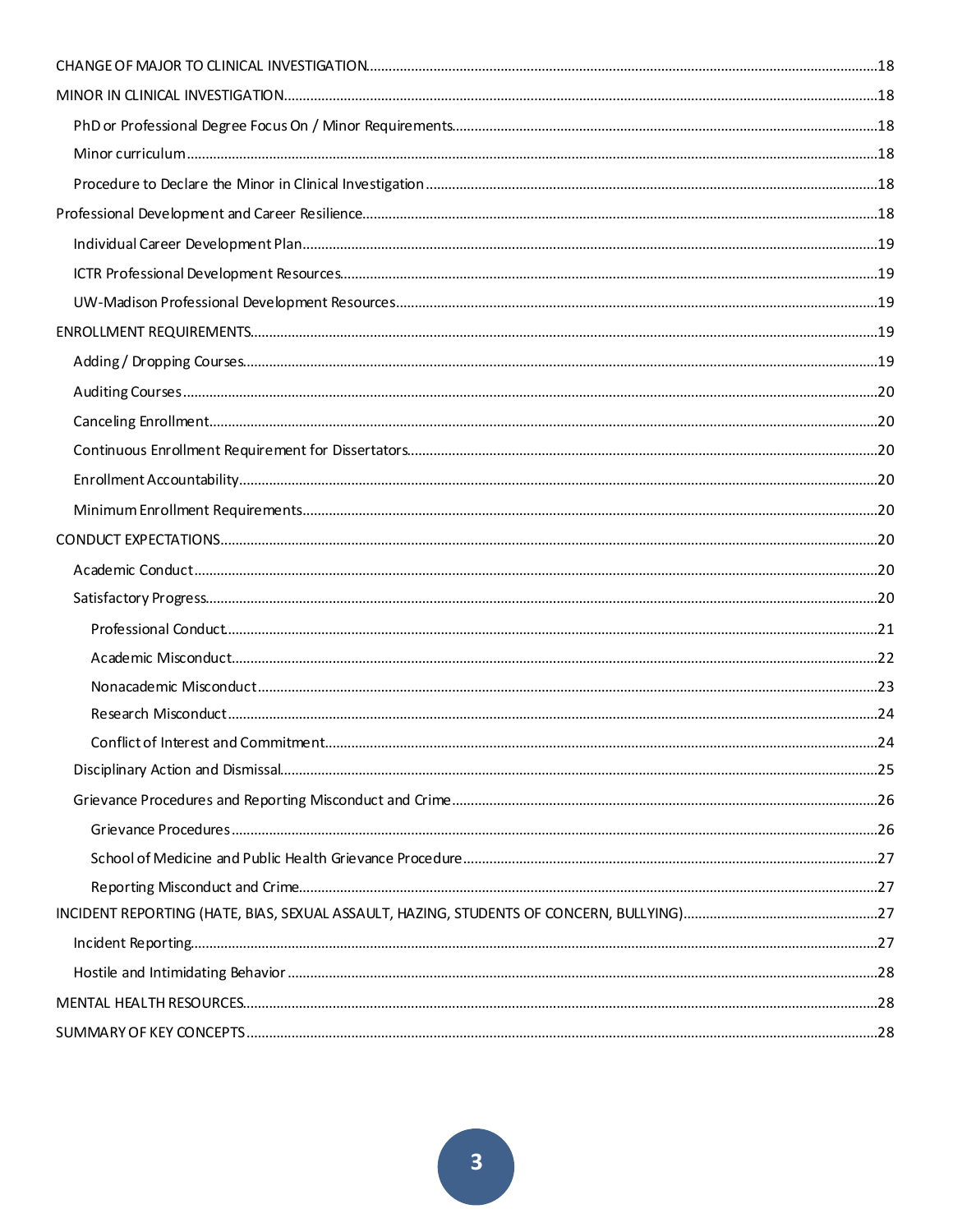- CHANGE OF MAJOR TO CLINICAL INVESTIGATION......18
- MINOR IN CLINICAL INVESTIGATION......18
  - PhD or Professional Degree Focus On / Minor Requirements......18
  - Minor curriculum......18
  - Procedure to Declare the Minor in Clinical Investigation......18
- Professional Development and Career Resilience......18
  - Individual Career Development Plan......19
  - ICTR Professional Development Resources......19
  - UW-Madison Professional Development Resources......19
- ENROLLMENT REQUIREMENTS......19
  - Adding / Dropping Courses......19
  - Auditing Courses......20
  - Canceling Enrollment......20
  - Continuous Enrollment Requirement for Dissertators......20
  - Enrollment Accountability......20
  - Minimum Enrollment Requirements......20
- CONDUCT EXPECTATIONS......20
  - Academic Conduct......20
  - Satisfactory Progress......20
    - Professional Conduct......21
    - Academic Misconduct......22
    - Nonacademic Misconduct......23
    - Research Misconduct......24
    - Conflict of Interest and Commitment......24
  - Disciplinary Action and Dismissal......25
  - Grievance Procedures and Reporting Misconduct and Crime......26
    - Grievance Procedures......26
    - School of Medicine and Public Health Grievance Procedure......27
    - Reporting Misconduct and Crime......27
- INCIDENT REPORTING (HATE, BIAS, SEXUAL ASSAULT, HAZING, STUDENTS OF CONCERN, BULLYING)......27
  - Incident Reporting......27
  - Hostile and Intimidating Behavior......28
- MENTAL HEALTH RESOURCES......28
- SUMMARY OF KEY CONCEPTS......28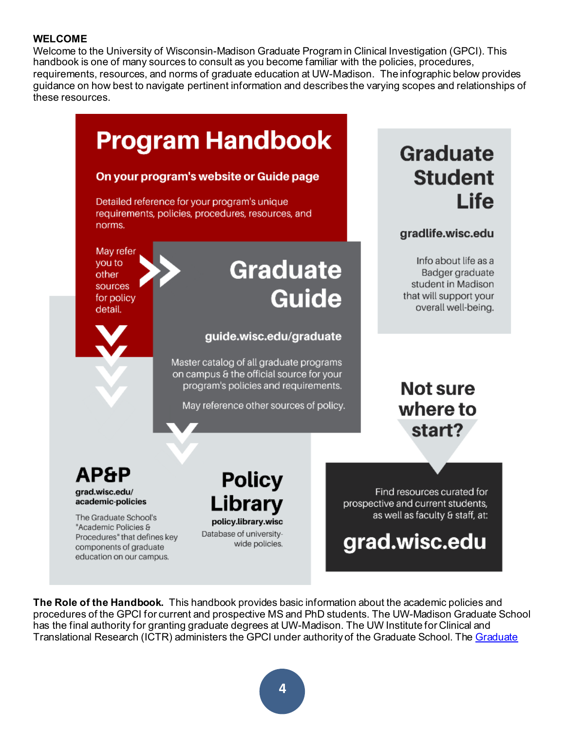**WELCOME**

Welcome to the University of Wisconsin-Madison Graduate Program in Clinical Investigation (GPCI). This handbook is one of many sources to consult as you become familiar with the policies, procedures, requirements, resources, and norms of graduate education at UW-Madison. The infographic below provides guidance on how best to navigate pertinent information and describes the varying scopes and relationships of these resources.

## Program Handbook

**On your program's website or Guide page**

Detailed reference for your program's unique requirements, policies, procedures, resources, and norms.

May refer you to other sources for policy detail.

## Graduate Guide

**guide.wisc.edu/graduate**

Master catalog of all graduate programs on campus & the official source for your program's policies and requirements.

May reference other sources of policy.

## Graduate Student Life

**gradlife.wisc.edu**

Info about life as a Badger graduate student in Madison that will support your overall well-being.

## AP&P

**grad.wisc.edu/academic-policies**

The Graduate School's "Academic Policies & Procedures" that defines key components of graduate education on our campus.

## Policy Library

**policy.library.wisc**

Database of university-wide policies.

## Not sure where to start?

Find resources curated for prospective and current students, as well as faculty & staff, at:

**grad.wisc.edu**

**The Role of the Handbook.** This handbook provides basic information about the academic policies and procedures of the GPCI for current and prospective MS and PhD students. The UW-Madison Graduate School has the final authority for granting graduate degrees at UW-Madison. The UW Institute for Clinical and Translational Research (ICTR) administers the GPCI under authority of the Graduate School. The Graduate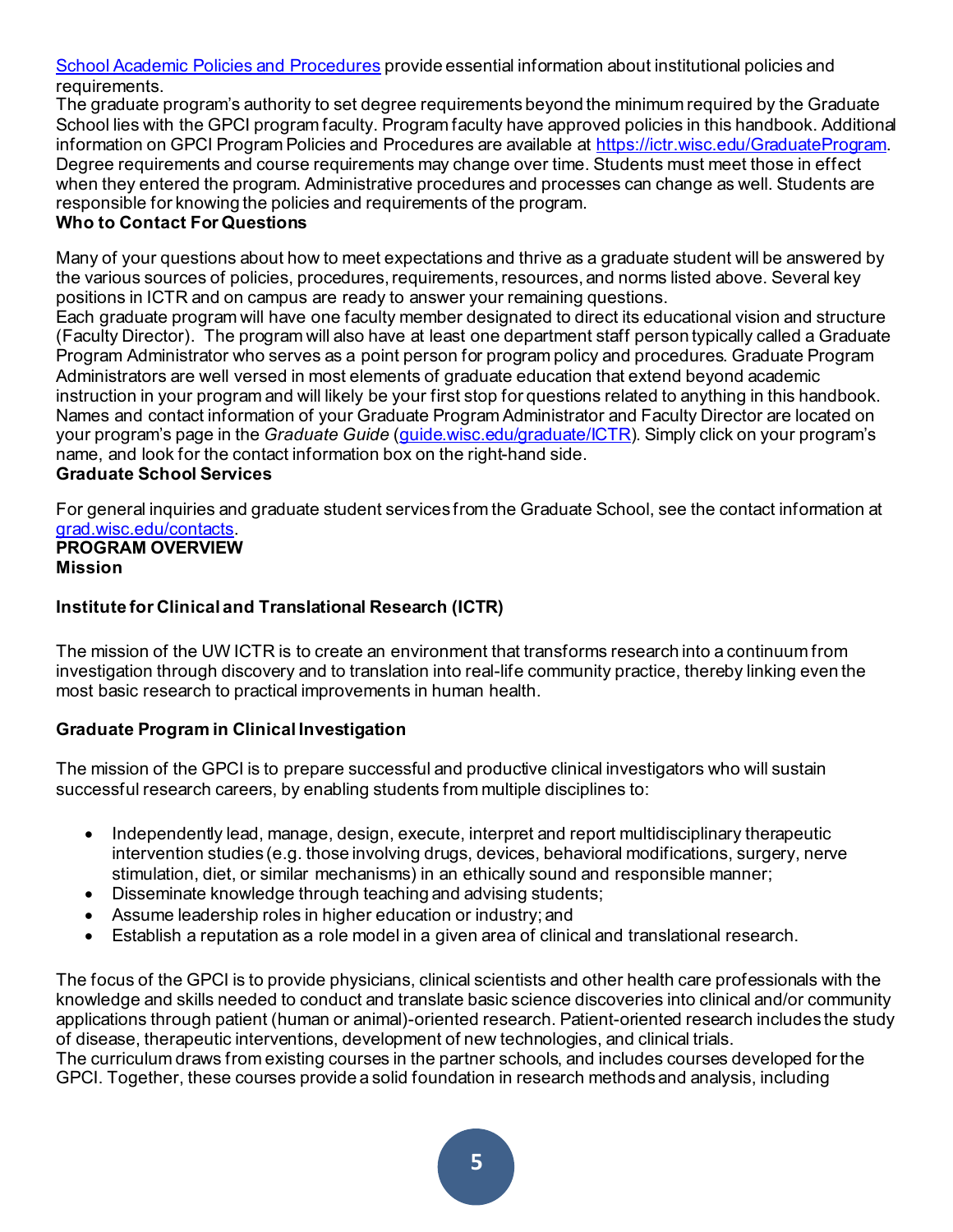[School Academic Policies and Procedures](https://grad.wisc.edu/acadpolicy/) provide essential information about institutional policies and requirements.

The graduate program's authority to set degree requirements beyond the minimum required by the Graduate School lies with the GPCI program faculty. Program faculty have approved policies in this handbook. Additional information on GPCI Program Policies and Procedures are available at [https://ictr.wisc.edu/GraduateProgram](https://ictr.wisc.edu/GraduateProgram). Degree requirements and course requirements may change over time. Students must meet those in effect when they entered the program. Administrative procedures and processes can change as well. Students are responsible for knowing the policies and requirements of the program.

**Who to Contact For Questions**

Many of your questions about how to meet expectations and thrive as a graduate student will be answered by the various sources of policies, procedures, requirements, resources, and norms listed above. Several key positions in ICTR and on campus are ready to answer your remaining questions.

Each graduate program will have one faculty member designated to direct its educational vision and structure (Faculty Director). The program will also have at least one department staff person typically called a Graduate Program Administrator who serves as a point person for program policy and procedures. Graduate Program Administrators are well versed in most elements of graduate education that extend beyond academic instruction in your program and will likely be your first stop for questions related to anything in this handbook. Names and contact information of your Graduate Program Administrator and Faculty Director are located on your program's page in the *Graduate Guide* ([guide.wisc.edu/graduate/ICTR](https://guide.wisc.edu/graduate/ICTR)). Simply click on your program's name, and look for the contact information box on the right-hand side.

**Graduate School Services**

For general inquiries and graduate student services from the Graduate School, see the contact information at [grad.wisc.edu/contacts](https://grad.wisc.edu/contacts).

# PROGRAM OVERVIEW

## Mission

### Institute for Clinical and Translational Research (ICTR)

The mission of the UW ICTR is to create an environment that transforms research into a continuum from investigation through discovery and to translation into real-life community practice, thereby linking even the most basic research to practical improvements in human health.

### Graduate Program in Clinical Investigation

The mission of the GPCI is to prepare successful and productive clinical investigators who will sustain successful research careers, by enabling students from multiple disciplines to:

- Independently lead, manage, design, execute, interpret and report multidisciplinary therapeutic intervention studies (e.g. those involving drugs, devices, behavioral modifications, surgery, nerve stimulation, diet, or similar mechanisms) in an ethically sound and responsible manner;
- Disseminate knowledge through teaching and advising students;
- Assume leadership roles in higher education or industry; and
- Establish a reputation as a role model in a given area of clinical and translational research.

The focus of the GPCI is to provide physicians, clinical scientists and other health care professionals with the knowledge and skills needed to conduct and translate basic science discoveries into clinical and/or community applications through patient (human or animal)-oriented research. Patient-oriented research includes the study of disease, therapeutic interventions, development of new technologies, and clinical trials.

The curriculum draws from existing courses in the partner schools, and includes courses developed for the GPCI. Together, these courses provide a solid foundation in research methods and analysis, including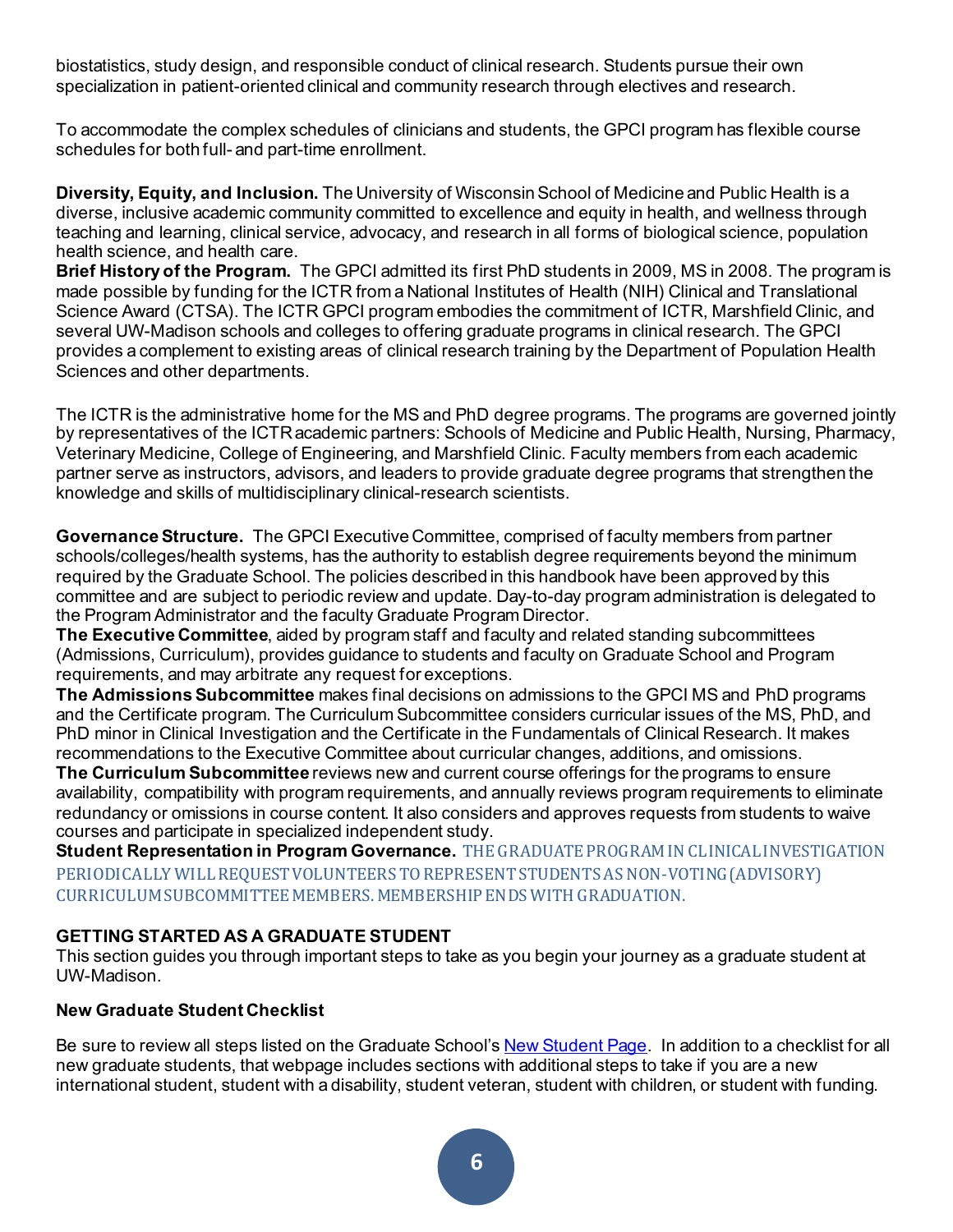biostatistics, study design, and responsible conduct of clinical research. Students pursue their own specialization in patient-oriented clinical and community research through electives and research.

To accommodate the complex schedules of clinicians and students, the GPCI program has flexible course schedules for both full- and part-time enrollment.

**Diversity, Equity, and Inclusion.** The University of Wisconsin School of Medicine and Public Health is a diverse, inclusive academic community committed to excellence and equity in health, and wellness through teaching and learning, clinical service, advocacy, and research in all forms of biological science, population health science, and health care.

**Brief History of the Program.** The GPCI admitted its first PhD students in 2009, MS in 2008. The program is made possible by funding for the ICTR from a National Institutes of Health (NIH) Clinical and Translational Science Award (CTSA). The ICTR GPCI program embodies the commitment of ICTR, Marshfield Clinic, and several UW-Madison schools and colleges to offering graduate programs in clinical research. The GPCI provides a complement to existing areas of clinical research training by the Department of Population Health Sciences and other departments.

The ICTR is the administrative home for the MS and PhD degree programs. The programs are governed jointly by representatives of the ICTR academic partners: Schools of Medicine and Public Health, Nursing, Pharmacy, Veterinary Medicine, College of Engineering, and Marshfield Clinic. Faculty members from each academic partner serve as instructors, advisors, and leaders to provide graduate degree programs that strengthen the knowledge and skills of multidisciplinary clinical-research scientists.

**Governance Structure.** The GPCI Executive Committee, comprised of faculty members from partner schools/colleges/health systems, has the authority to establish degree requirements beyond the minimum required by the Graduate School. The policies described in this handbook have been approved by this committee and are subject to periodic review and update. Day-to-day program administration is delegated to the Program Administrator and the faculty Graduate Program Director.

**The Executive Committee**, aided by program staff and faculty and related standing subcommittees (Admissions, Curriculum), provides guidance to students and faculty on Graduate School and Program requirements, and may arbitrate any request for exceptions.

**The Admissions Subcommittee** makes final decisions on admissions to the GPCI MS and PhD programs and the Certificate program. The Curriculum Subcommittee considers curricular issues of the MS, PhD, and PhD minor in Clinical Investigation and the Certificate in the Fundamentals of Clinical Research. It makes recommendations to the Executive Committee about curricular changes, additions, and omissions.

**The Curriculum Subcommittee** reviews new and current course offerings for the programs to ensure availability, compatibility with program requirements, and annually reviews program requirements to eliminate redundancy or omissions in course content. It also considers and approves requests from students to waive courses and participate in specialized independent study.

**Student Representation in Program Governance.** THE GRADUATE PROGRAM IN CLINICAL INVESTIGATION PERIODICALLY WILL REQUEST VOLUNTEERS TO REPRESENT STUDENTS AS NON-VOTING (ADVISORY) CURRICULUM SUBCOMMITTEE MEMBERS. MEMBERSHIP ENDS WITH GRADUATION.

## GETTING STARTED AS A GRADUATE STUDENT

This section guides you through important steps to take as you begin your journey as a graduate student at UW-Madison.

### New Graduate Student Checklist

Be sure to review all steps listed on the Graduate School's New Student Page. In addition to a checklist for all new graduate students, that webpage includes sections with additional steps to take if you are a new international student, student with a disability, student veteran, student with children, or student with funding.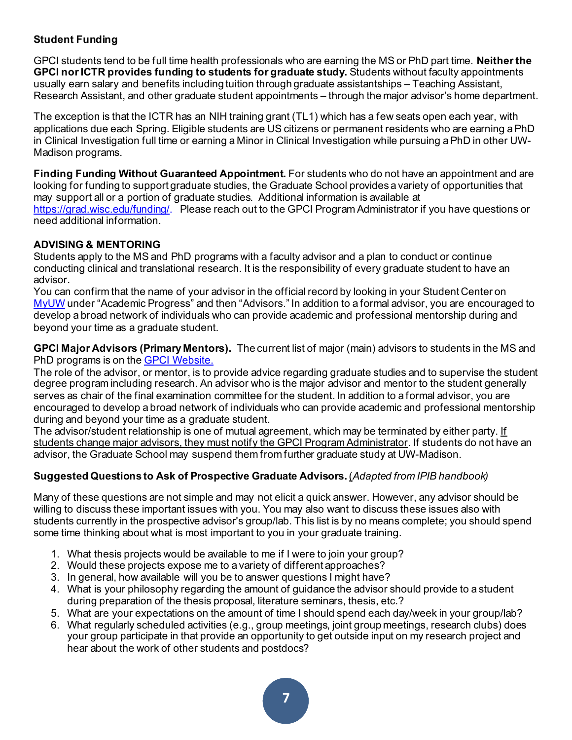### Student Funding

GPCI students tend to be full time health professionals who are earning the MS or PhD part time. **Neither the GPCI nor ICTR provides funding to students for graduate study.** Students without faculty appointments usually earn salary and benefits including tuition through graduate assistantships – Teaching Assistant, Research Assistant, and other graduate student appointments – through the major advisor's home department.

The exception is that the ICTR has an NIH training grant (TL1) which has a few seats open each year, with applications due each Spring. Eligible students are US citizens or permanent residents who are earning a PhD in Clinical Investigation full time or earning a Minor in Clinical Investigation while pursuing a PhD in other UW-Madison programs.

**Finding Funding Without Guaranteed Appointment.** For students who do not have an appointment and are looking for funding to support graduate studies, the Graduate School provides a variety of opportunities that may support all or a portion of graduate studies. Additional information is available at [https://grad.wisc.edu/funding/](https://grad.wisc.edu/funding/). Please reach out to the GPCI Program Administrator if you have questions or need additional information.

### ADVISING & MENTORING

Students apply to the MS and PhD programs with a faculty advisor and a plan to conduct or continue conducting clinical and translational research. It is the responsibility of every graduate student to have an advisor.

You can confirm that the name of your advisor in the official record by looking in your Student Center on [MyUW](MyUW) under "Academic Progress" and then "Advisors." In addition to a formal advisor, you are encouraged to develop a broad network of individuals who can provide academic and professional mentorship during and beyond your time as a graduate student.

**GPCI Major Advisors (Primary Mentors).** The current list of major (main) advisors to students in the MS and PhD programs is on the [GPCI Website.](GPCI Website)

The role of the advisor, or mentor, is to provide advice regarding graduate studies and to supervise the student degree program including research. An advisor who is the major advisor and mentor to the student generally serves as chair of the final examination committee for the student. In addition to a formal advisor, you are encouraged to develop a broad network of individuals who can provide academic and professional mentorship during and beyond your time as a graduate student.

The advisor/student relationship is one of mutual agreement, which may be terminated by either party. <u>If students change major advisors, they must notify the GPCI Program Administrator</u>. If students do not have an advisor, the Graduate School may suspend them from further graduate study at UW-Madison.

**Suggested Questions to Ask of Prospective Graduate Advisors.** (*Adapted from IPIB handbook)*

Many of these questions are not simple and may not elicit a quick answer. However, any advisor should be willing to discuss these important issues with you. You may also want to discuss these issues also with students currently in the prospective advisor's group/lab. This list is by no means complete; you should spend some time thinking about what is most important to you in your graduate training.

1. What thesis projects would be available to me if I were to join your group?
2. Would these projects expose me to a variety of different approaches?
3. In general, how available will you be to answer questions I might have?
4. What is your philosophy regarding the amount of guidance the advisor should provide to a student during preparation of the thesis proposal, literature seminars, thesis, etc.?
5. What are your expectations on the amount of time I should spend each day/week in your group/lab?
6. What regularly scheduled activities (e.g., group meetings, joint group meetings, research clubs) does your group participate in that provide an opportunity to get outside input on my research project and hear about the work of other students and postdocs?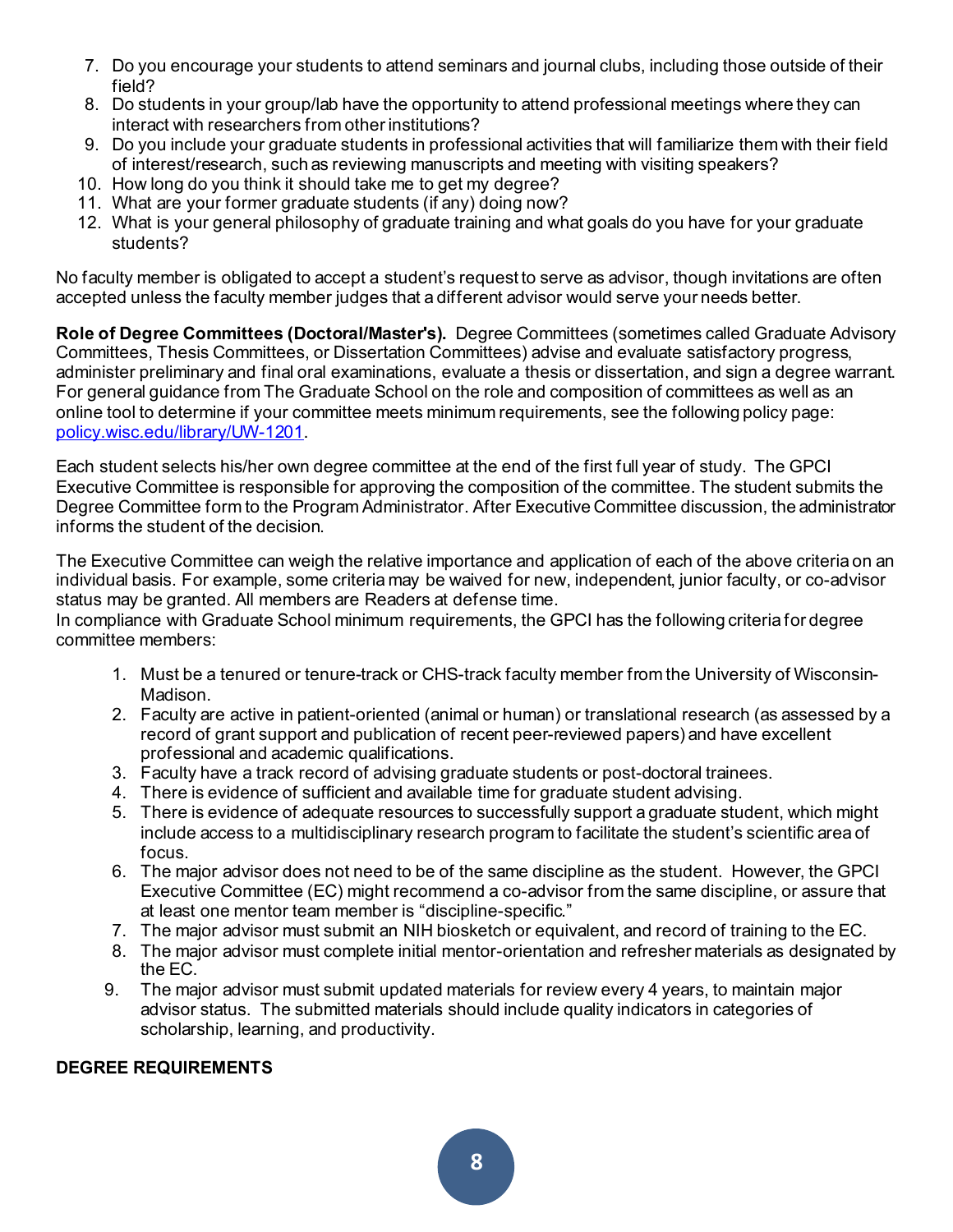7. Do you encourage your students to attend seminars and journal clubs, including those outside of their field?
8. Do students in your group/lab have the opportunity to attend professional meetings where they can interact with researchers from other institutions?
9. Do you include your graduate students in professional activities that will familiarize them with their field of interest/research, such as reviewing manuscripts and meeting with visiting speakers?
10. How long do you think it should take me to get my degree?
11. What are your former graduate students (if any) doing now?
12. What is your general philosophy of graduate training and what goals do you have for your graduate students?

No faculty member is obligated to accept a student's request to serve as advisor, though invitations are often accepted unless the faculty member judges that a different advisor would serve your needs better.

**Role of Degree Committees (Doctoral/Master's).** Degree Committees (sometimes called Graduate Advisory Committees, Thesis Committees, or Dissertation Committees) advise and evaluate satisfactory progress, administer preliminary and final oral examinations, evaluate a thesis or dissertation, and sign a degree warrant. For general guidance from The Graduate School on the role and composition of committees as well as an online tool to determine if your committee meets minimum requirements, see the following policy page: [policy.wisc.edu/library/UW-1201](policy.wisc.edu/library/UW-1201).

Each student selects his/her own degree committee at the end of the first full year of study. The GPCI Executive Committee is responsible for approving the composition of the committee. The student submits the Degree Committee form to the Program Administrator. After Executive Committee discussion, the administrator informs the student of the decision.

The Executive Committee can weigh the relative importance and application of each of the above criteria on an individual basis. For example, some criteria may be waived for new, independent, junior faculty, or co-advisor status may be granted. All members are Readers at defense time.
In compliance with Graduate School minimum requirements, the GPCI has the following criteria for degree committee members:

1. Must be a tenured or tenure-track or CHS-track faculty member from the University of Wisconsin-Madison.
2. Faculty are active in patient-oriented (animal or human) or translational research (as assessed by a record of grant support and publication of recent peer-reviewed papers) and have excellent professional and academic qualifications.
3. Faculty have a track record of advising graduate students or post-doctoral trainees.
4. There is evidence of sufficient and available time for graduate student advising.
5. There is evidence of adequate resources to successfully support a graduate student, which might include access to a multidisciplinary research program to facilitate the student's scientific area of focus.
6. The major advisor does not need to be of the same discipline as the student. However, the GPCI Executive Committee (EC) might recommend a co-advisor from the same discipline, or assure that at least one mentor team member is "discipline-specific."
7. The major advisor must submit an NIH biosketch or equivalent, and record of training to the EC.
8. The major advisor must complete initial mentor-orientation and refresher materials as designated by the EC.
9. The major advisor must submit updated materials for review every 4 years, to maintain major advisor status. The submitted materials should include quality indicators in categories of scholarship, learning, and productivity.

**DEGREE REQUIREMENTS**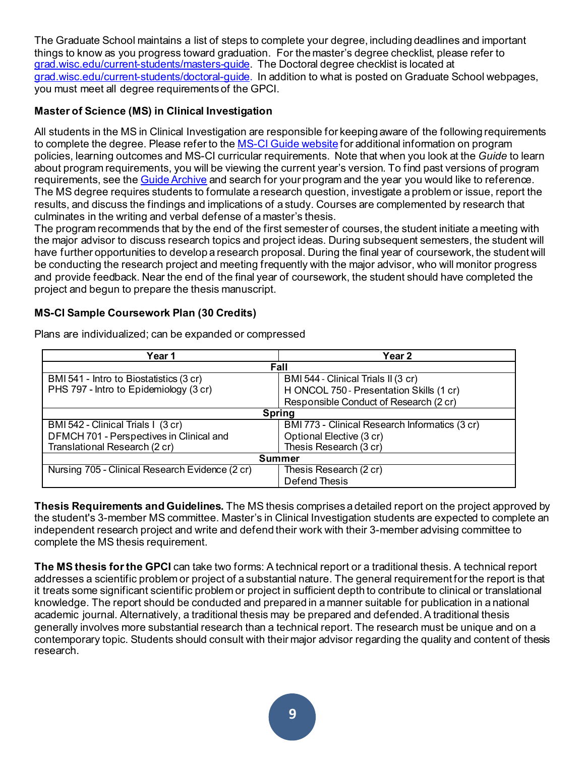The Graduate School maintains a list of steps to complete your degree, including deadlines and important things to know as you progress toward graduation. For the master's degree checklist, please refer to [grad.wisc.edu/current-students/masters-guide](grad.wisc.edu/current-students/masters-guide). The Doctoral degree checklist is located at [grad.wisc.edu/current-students/doctoral-guide](grad.wisc.edu/current-students/doctoral-guide). In addition to what is posted on Graduate School webpages, you must meet all degree requirements of the GPCI.

**Master of Science (MS) in Clinical Investigation**

All students in the MS in Clinical Investigation are responsible for keeping aware of the following requirements to complete the degree. Please refer to the MS-CI Guide website for additional information on program policies, learning outcomes and MS-CI curricular requirements. Note that when you look at the *Guide* to learn about program requirements, you will be viewing the current year's version. To find past versions of program requirements, see the Guide Archive and search for your program and the year you would like to reference. The MS degree requires students to formulate a research question, investigate a problem or issue, report the results, and discuss the findings and implications of a study. Courses are complemented by research that culminates in the writing and verbal defense of a master's thesis.

The program recommends that by the end of the first semester of courses, the student initiate a meeting with the major advisor to discuss research topics and project ideas. During subsequent semesters, the student will have further opportunities to develop a research proposal. During the final year of coursework, the student will be conducting the research project and meeting frequently with the major advisor, who will monitor progress and provide feedback. Near the end of the final year of coursework, the student should have completed the project and begun to prepare the thesis manuscript.

**MS-CI Sample Coursework Plan (30 Credits)**

Plans are individualized; can be expanded or compressed

| Year 1 | Year 2 |
|---|---|
| **Fall** | |
| BMI 541 - Intro to Biostatistics (3 cr)<br>PHS 797 - Intro to Epidemiology (3 cr) | BMI 544 - Clinical Trials II (3 cr)<br>H ONCOL 750 - Presentation Skills (1 cr)<br>Responsible Conduct of Research (2 cr) |
| **Spring** | |
| BMI 542 - Clinical Trials I (3 cr)<br>DFMCH 701 - Perspectives in Clinical and Translational Research (2 cr) | BMI 773 - Clinical Research Informatics (3 cr)<br>Optional Elective (3 cr)<br>Thesis Research (3 cr) |
| **Summer** | |
| Nursing 705 - Clinical Research Evidence (2 cr) | Thesis Research (2 cr)<br>Defend Thesis |

**Thesis Requirements and Guidelines.** The MS thesis comprises a detailed report on the project approved by the student's 3-member MS committee. Master's in Clinical Investigation students are expected to complete an independent research project and write and defend their work with their 3-member advising committee to complete the MS thesis requirement.

**The MS thesis for the GPCI** can take two forms: A technical report or a traditional thesis. A technical report addresses a scientific problem or project of a substantial nature. The general requirement for the report is that it treats some significant scientific problem or project in sufficient depth to contribute to clinical or translational knowledge. The report should be conducted and prepared in a manner suitable for publication in a national academic journal. Alternatively, a traditional thesis may be prepared and defended. A traditional thesis generally involves more substantial research than a technical report. The research must be unique and on a contemporary topic. Students should consult with their major advisor regarding the quality and content of thesis research.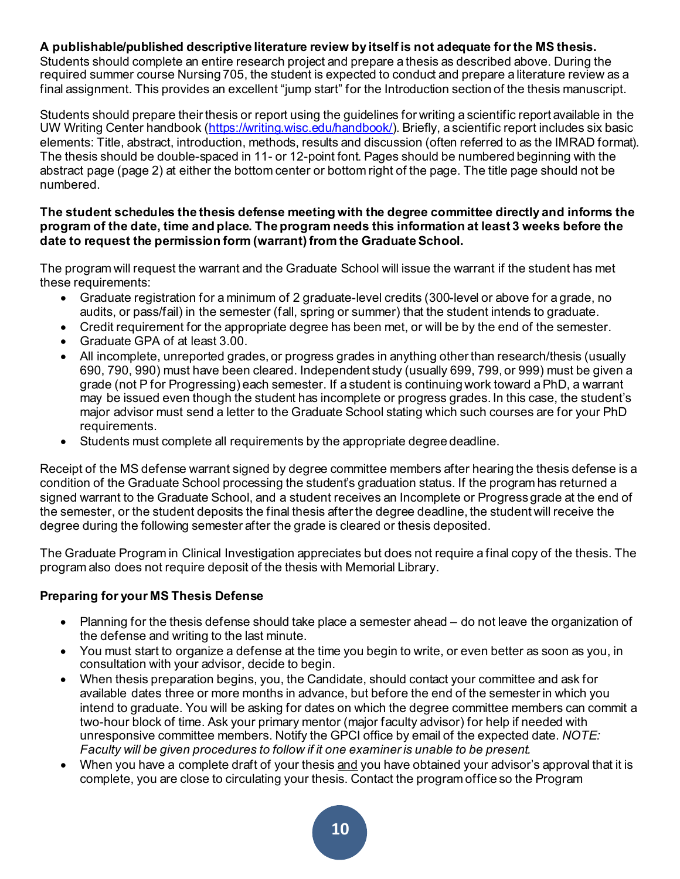**A publishable/published descriptive literature review by itself is not adequate for the MS thesis.** Students should complete an entire research project and prepare a thesis as described above. During the required summer course Nursing 705, the student is expected to conduct and prepare a literature review as a final assignment. This provides an excellent "jump start" for the Introduction section of the thesis manuscript.

Students should prepare their thesis or report using the guidelines for writing a scientific report available in the UW Writing Center handbook (https://writing.wisc.edu/handbook/). Briefly, a scientific report includes six basic elements: Title, abstract, introduction, methods, results and discussion (often referred to as the IMRAD format). The thesis should be double-spaced in 11- or 12-point font. Pages should be numbered beginning with the abstract page (page 2) at either the bottom center or bottom right of the page. The title page should not be numbered.

**The student schedules the thesis defense meeting with the degree committee directly and informs the program of the date, time and place. The program needs this information at least 3 weeks before the date to request the permission form (warrant) from the Graduate School.**

The program will request the warrant and the Graduate School will issue the warrant if the student has met these requirements:

- Graduate registration for a minimum of 2 graduate-level credits (300-level or above for a grade, no audits, or pass/fail) in the semester (fall, spring or summer) that the student intends to graduate.
- Credit requirement for the appropriate degree has been met, or will be by the end of the semester.
- Graduate GPA of at least 3.00.
- All incomplete, unreported grades, or progress grades in anything other than research/thesis (usually 690, 790, 990) must have been cleared. Independent study (usually 699, 799, or 999) must be given a grade (not P for Progressing) each semester. If a student is continuing work toward a PhD, a warrant may be issued even though the student has incomplete or progress grades. In this case, the student's major advisor must send a letter to the Graduate School stating which such courses are for your PhD requirements.
- Students must complete all requirements by the appropriate degree deadline.

Receipt of the MS defense warrant signed by degree committee members after hearing the thesis defense is a condition of the Graduate School processing the student's graduation status. If the program has returned a signed warrant to the Graduate School, and a student receives an Incomplete or Progress grade at the end of the semester, or the student deposits the final thesis after the degree deadline, the student will receive the degree during the following semester after the grade is cleared or thesis deposited.

The Graduate Program in Clinical Investigation appreciates but does not require a final copy of the thesis. The program also does not require deposit of the thesis with Memorial Library.

**Preparing for your MS Thesis Defense**

- Planning for the thesis defense should take place a semester ahead – do not leave the organization of the defense and writing to the last minute.
- You must start to organize a defense at the time you begin to write, or even better as soon as you, in consultation with your advisor, decide to begin.
- When thesis preparation begins, you, the Candidate, should contact your committee and ask for available dates three or more months in advance, but before the end of the semester in which you intend to graduate. You will be asking for dates on which the degree committee members can commit a two-hour block of time. Ask your primary mentor (major faculty advisor) for help if needed with unresponsive committee members. Notify the GPCI office by email of the expected date. *NOTE: Faculty will be given procedures to follow if it one examiner is unable to be present.*
- When you have a complete draft of your thesis and you have obtained your advisor's approval that it is complete, you are close to circulating your thesis. Contact the program office so the Program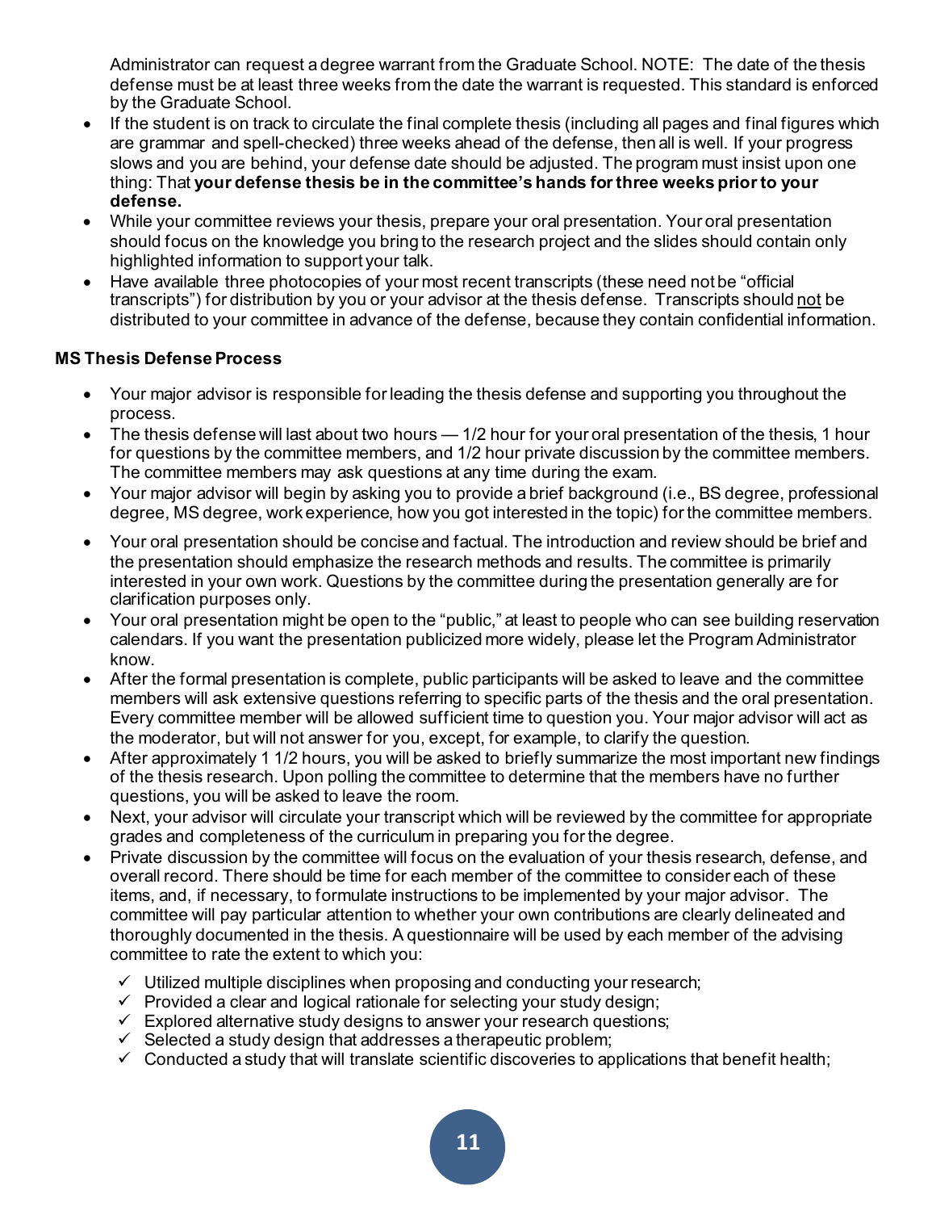Administrator can request a degree warrant from the Graduate School. NOTE: The date of the thesis defense must be at least three weeks from the date the warrant is requested. This standard is enforced by the Graduate School.

- If the student is on track to circulate the final complete thesis (including all pages and final figures which are grammar and spell-checked) three weeks ahead of the defense, then all is well. If your progress slows and you are behind, your defense date should be adjusted. The program must insist upon one thing: That **your defense thesis be in the committee's hands for three weeks prior to your defense.**
- While your committee reviews your thesis, prepare your oral presentation. Your oral presentation should focus on the knowledge you bring to the research project and the slides should contain only highlighted information to support your talk.
- Have available three photocopies of your most recent transcripts (these need not be "official transcripts") for distribution by you or your advisor at the thesis defense. Transcripts should <u>not</u> be distributed to your committee in advance of the defense, because they contain confidential information.

**MS Thesis Defense Process**

- Your major advisor is responsible for leading the thesis defense and supporting you throughout the process.
- The thesis defense will last about two hours — 1/2 hour for your oral presentation of the thesis, 1 hour for questions by the committee members, and 1/2 hour private discussion by the committee members. The committee members may ask questions at any time during the exam.
- Your major advisor will begin by asking you to provide a brief background (i.e., BS degree, professional degree, MS degree, work experience, how you got interested in the topic) for the committee members.
- Your oral presentation should be concise and factual. The introduction and review should be brief and the presentation should emphasize the research methods and results. The committee is primarily interested in your own work. Questions by the committee during the presentation generally are for clarification purposes only.
- Your oral presentation might be open to the "public," at least to people who can see building reservation calendars. If you want the presentation publicized more widely, please let the Program Administrator know.
- After the formal presentation is complete, public participants will be asked to leave and the committee members will ask extensive questions referring to specific parts of the thesis and the oral presentation. Every committee member will be allowed sufficient time to question you. Your major advisor will act as the moderator, but will not answer for you, except, for example, to clarify the question.
- After approximately 1 1/2 hours, you will be asked to briefly summarize the most important new findings of the thesis research. Upon polling the committee to determine that the members have no further questions, you will be asked to leave the room.
- Next, your advisor will circulate your transcript which will be reviewed by the committee for appropriate grades and completeness of the curriculum in preparing you for the degree.
- Private discussion by the committee will focus on the evaluation of your thesis research, defense, and overall record. There should be time for each member of the committee to consider each of these items, and, if necessary, to formulate instructions to be implemented by your major advisor. The committee will pay particular attention to whether your own contributions are clearly delineated and thoroughly documented in the thesis. A questionnaire will be used by each member of the advising committee to rate the extent to which you:
  - ✓ Utilized multiple disciplines when proposing and conducting your research;
  - ✓ Provided a clear and logical rationale for selecting your study design;
  - ✓ Explored alternative study designs to answer your research questions;
  - ✓ Selected a study design that addresses a therapeutic problem;
  - ✓ Conducted a study that will translate scientific discoveries to applications that benefit health;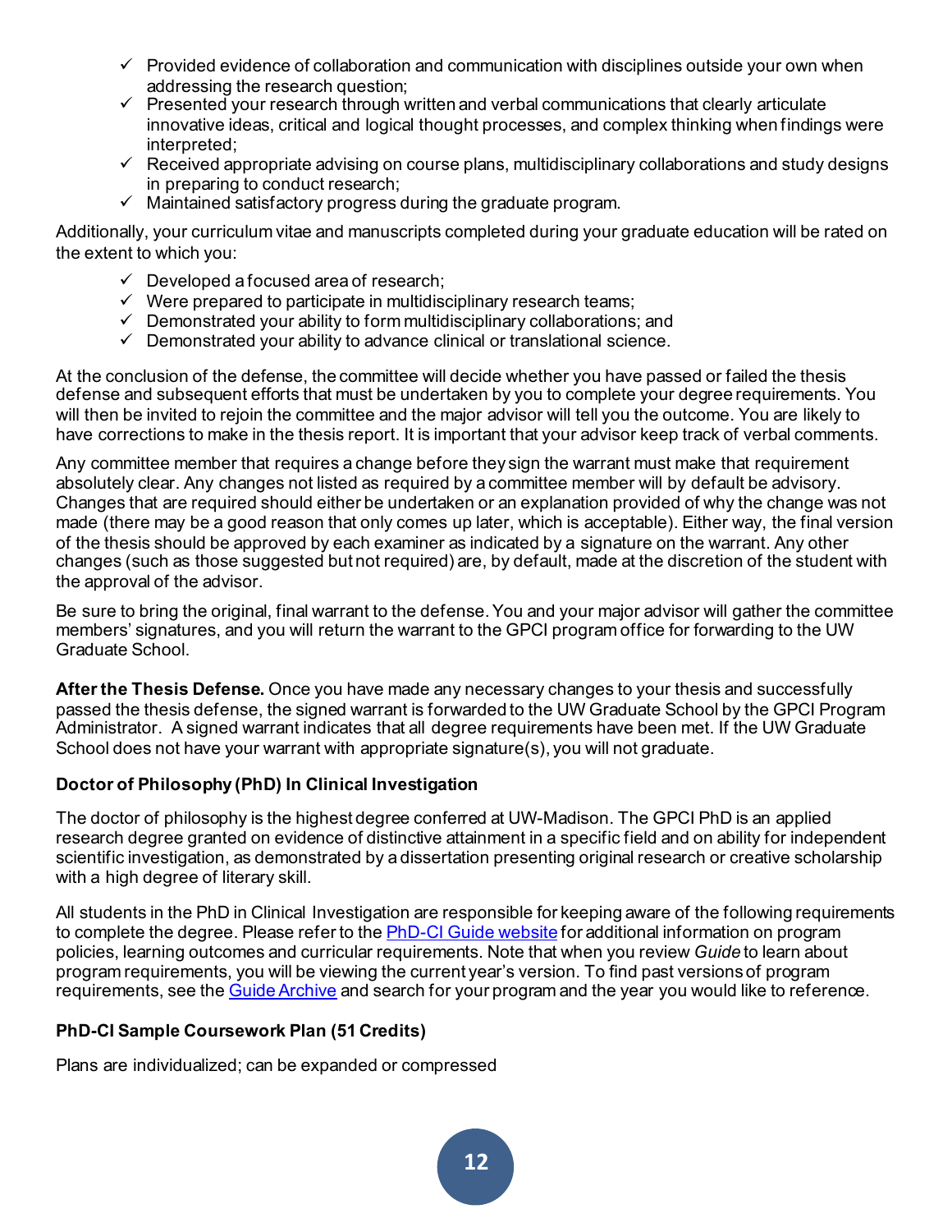- ✓ Provided evidence of collaboration and communication with disciplines outside your own when addressing the research question;
- ✓ Presented your research through written and verbal communications that clearly articulate innovative ideas, critical and logical thought processes, and complex thinking when findings were interpreted;
- ✓ Received appropriate advising on course plans, multidisciplinary collaborations and study designs in preparing to conduct research;
- ✓ Maintained satisfactory progress during the graduate program.

Additionally, your curriculum vitae and manuscripts completed during your graduate education will be rated on the extent to which you:

- ✓ Developed a focused area of research;
- ✓ Were prepared to participate in multidisciplinary research teams;
- ✓ Demonstrated your ability to form multidisciplinary collaborations; and
- ✓ Demonstrated your ability to advance clinical or translational science.

At the conclusion of the defense, the committee will decide whether you have passed or failed the thesis defense and subsequent efforts that must be undertaken by you to complete your degree requirements. You will then be invited to rejoin the committee and the major advisor will tell you the outcome. You are likely to have corrections to make in the thesis report. It is important that your advisor keep track of verbal comments.

Any committee member that requires a change before they sign the warrant must make that requirement absolutely clear. Any changes not listed as required by a committee member will by default be advisory. Changes that are required should either be undertaken or an explanation provided of why the change was not made (there may be a good reason that only comes up later, which is acceptable). Either way, the final version of the thesis should be approved by each examiner as indicated by a signature on the warrant. Any other changes (such as those suggested but not required) are, by default, made at the discretion of the student with the approval of the advisor.

Be sure to bring the original, final warrant to the defense. You and your major advisor will gather the committee members' signatures, and you will return the warrant to the GPCI program office for forwarding to the UW Graduate School.

**After the Thesis Defense.** Once you have made any necessary changes to your thesis and successfully passed the thesis defense, the signed warrant is forwarded to the UW Graduate School by the GPCI Program Administrator. A signed warrant indicates that all degree requirements have been met. If the UW Graduate School does not have your warrant with appropriate signature(s), you will not graduate.

### Doctor of Philosophy (PhD) In Clinical Investigation

The doctor of philosophy is the highest degree conferred at UW-Madison. The GPCI PhD is an applied research degree granted on evidence of distinctive attainment in a specific field and on ability for independent scientific investigation, as demonstrated by a dissertation presenting original research or creative scholarship with a high degree of literary skill.

All students in the PhD in Clinical Investigation are responsible for keeping aware of the following requirements to complete the degree. Please refer to the PhD-CI Guide website for additional information on program policies, learning outcomes and curricular requirements. Note that when you review *Guide* to learn about program requirements, you will be viewing the current year's version. To find past versions of program requirements, see the Guide Archive and search for your program and the year you would like to reference.

### PhD-CI Sample Coursework Plan (51 Credits)

Plans are individualized; can be expanded or compressed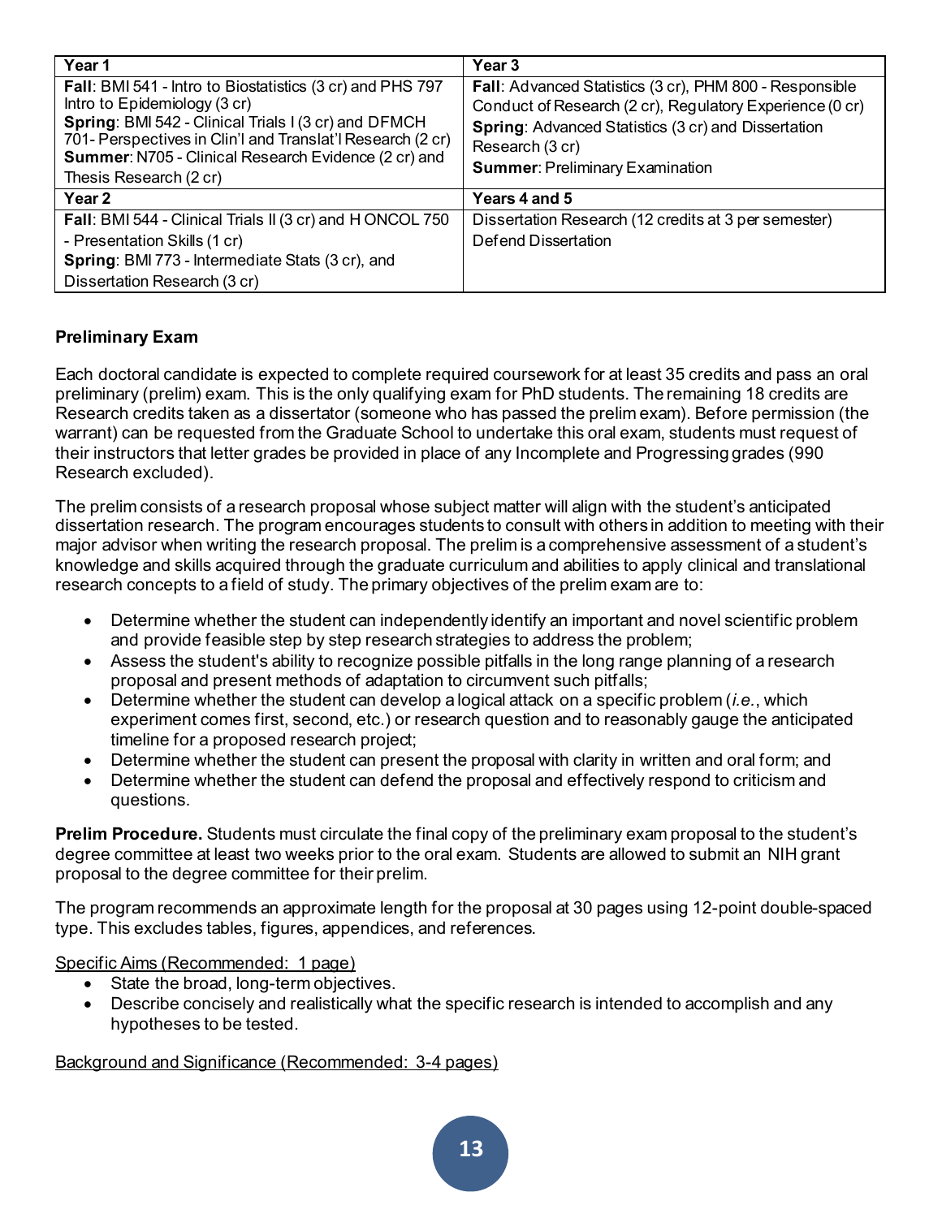| Year 1 | Year 3 |
|---|---|
| **Fall**: BMI 541 - Intro to Biostatistics (3 cr) and PHS 797 Intro to Epidemiology (3 cr)<br>**Spring**: BMI 542 - Clinical Trials I (3 cr) and DFMCH 701- Perspectives in Clin'l and Translat'l Research (2 cr)<br>**Summer**: N705 - Clinical Research Evidence (2 cr) and Thesis Research (2 cr) | **Fall**: Advanced Statistics (3 cr), PHM 800 - Responsible Conduct of Research (2 cr), Regulatory Experience (0 cr)<br>**Spring**: Advanced Statistics (3 cr) and Dissertation Research (3 cr)<br>**Summer**: Preliminary Examination |
| **Year 2** | **Years 4 and 5** |
| **Fall**: BMI 544 - Clinical Trials II (3 cr) and H ONCOL 750 - Presentation Skills (1 cr)<br>**Spring**: BMI 773 - Intermediate Stats (3 cr), and Dissertation Research (3 cr) | Dissertation Research (12 credits at 3 per semester)<br>Defend Dissertation |

**Preliminary Exam**

Each doctoral candidate is expected to complete required coursework for at least 35 credits and pass an oral preliminary (prelim) exam. This is the only qualifying exam for PhD students. The remaining 18 credits are Research credits taken as a dissertator (someone who has passed the prelim exam). Before permission (the warrant) can be requested from the Graduate School to undertake this oral exam, students must request of their instructors that letter grades be provided in place of any Incomplete and Progressing grades (990 Research excluded).

The prelim consists of a research proposal whose subject matter will align with the student's anticipated dissertation research. The program encourages students to consult with others in addition to meeting with their major advisor when writing the research proposal. The prelim is a comprehensive assessment of a student's knowledge and skills acquired through the graduate curriculum and abilities to apply clinical and translational research concepts to a field of study. The primary objectives of the prelim exam are to:

- Determine whether the student can independently identify an important and novel scientific problem and provide feasible step by step research strategies to address the problem;
- Assess the student's ability to recognize possible pitfalls in the long range planning of a research proposal and present methods of adaptation to circumvent such pitfalls;
- Determine whether the student can develop a logical attack on a specific problem (*i.e.*, which experiment comes first, second, etc.) or research question and to reasonably gauge the anticipated timeline for a proposed research project;
- Determine whether the student can present the proposal with clarity in written and oral form; and
- Determine whether the student can defend the proposal and effectively respond to criticism and questions.

**Prelim Procedure.** Students must circulate the final copy of the preliminary exam proposal to the student's degree committee at least two weeks prior to the oral exam. Students are allowed to submit an NIH grant proposal to the degree committee for their prelim.

The program recommends an approximate length for the proposal at 30 pages using 12-point double-spaced type. This excludes tables, figures, appendices, and references.

<u>Specific Aims (Recommended: 1 page)</u>

- State the broad, long-term objectives.
- Describe concisely and realistically what the specific research is intended to accomplish and any hypotheses to be tested.

<u>Background and Significance (Recommended: 3-4 pages)</u>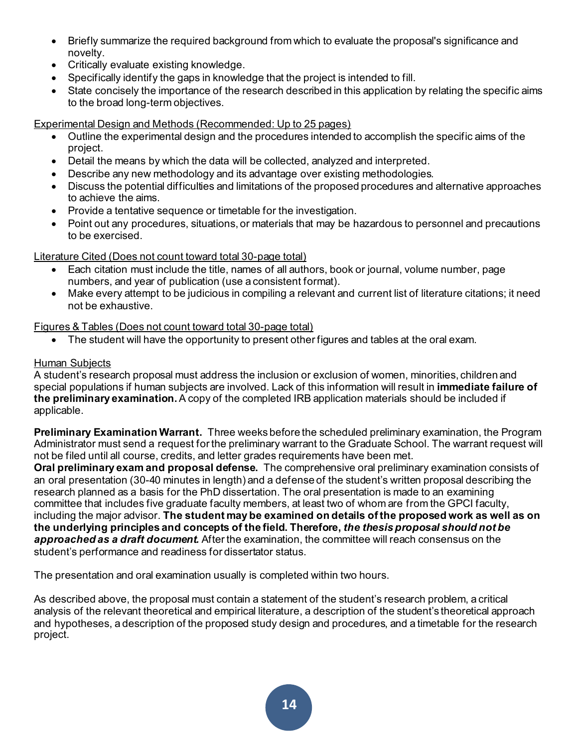- Briefly summarize the required background from which to evaluate the proposal's significance and novelty.
- Critically evaluate existing knowledge.
- Specifically identify the gaps in knowledge that the project is intended to fill.
- State concisely the importance of the research described in this application by relating the specific aims to the broad long-term objectives.

<u>Experimental Design and Methods (Recommended: Up to 25 pages)</u>

- Outline the experimental design and the procedures intended to accomplish the specific aims of the project.
- Detail the means by which the data will be collected, analyzed and interpreted.
- Describe any new methodology and its advantage over existing methodologies.
- Discuss the potential difficulties and limitations of the proposed procedures and alternative approaches to achieve the aims.
- Provide a tentative sequence or timetable for the investigation.
- Point out any procedures, situations, or materials that may be hazardous to personnel and precautions to be exercised.

<u>Literature Cited (Does not count toward total 30-page total)</u>

- Each citation must include the title, names of all authors, book or journal, volume number, page numbers, and year of publication (use a consistent format).
- Make every attempt to be judicious in compiling a relevant and current list of literature citations; it need not be exhaustive.

<u>Figures & Tables (Does not count toward total 30-page total)</u>

- The student will have the opportunity to present other figures and tables at the oral exam.

<u>Human Subjects</u>

A student's research proposal must address the inclusion or exclusion of women, minorities, children and special populations if human subjects are involved. Lack of this information will result in **immediate failure of the preliminary examination.** A copy of the completed IRB application materials should be included if applicable.

**Preliminary Examination Warrant.** Three weeks before the scheduled preliminary examination, the Program Administrator must send a request for the preliminary warrant to the Graduate School. The warrant request will not be filed until all course, credits, and letter grades requirements have been met.

**Oral preliminary exam and proposal defense.** The comprehensive oral preliminary examination consists of an oral presentation (30-40 minutes in length) and a defense of the student's written proposal describing the research planned as a basis for the PhD dissertation. The oral presentation is made to an examining committee that includes five graduate faculty members, at least two of whom are from the GPCI faculty, including the major advisor. **The student may be examined on details of the proposed work as well as on the underlying principles and concepts of the field. Therefore, *the thesis proposal should not be approached as a draft document.*** After the examination, the committee will reach consensus on the student's performance and readiness for dissertator status.

The presentation and oral examination usually is completed within two hours.

As described above, the proposal must contain a statement of the student's research problem, a critical analysis of the relevant theoretical and empirical literature, a description of the student's theoretical approach and hypotheses, a description of the proposed study design and procedures, and a timetable for the research project.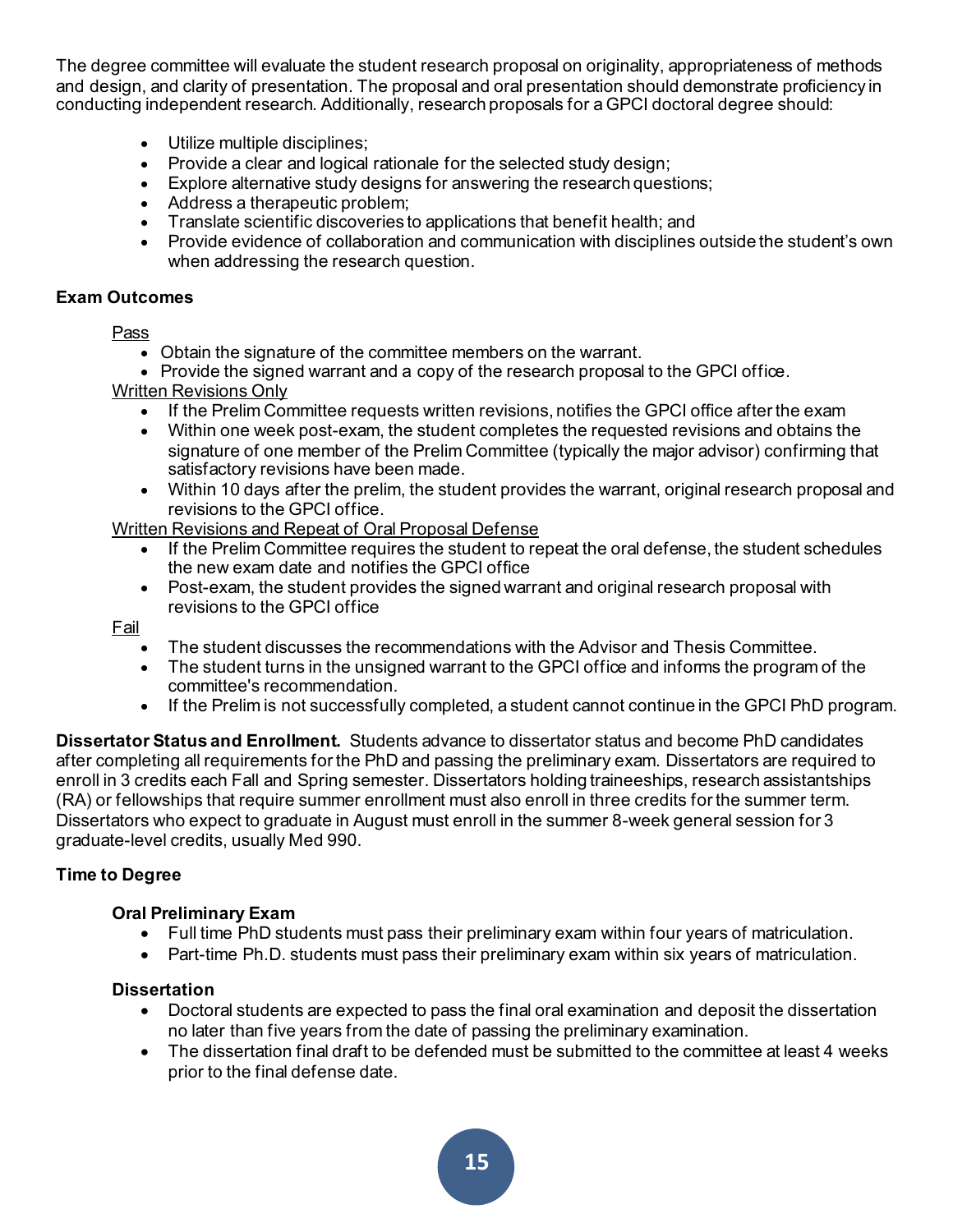The degree committee will evaluate the student research proposal on originality, appropriateness of methods and design, and clarity of presentation. The proposal and oral presentation should demonstrate proficiency in conducting independent research. Additionally, research proposals for a GPCI doctoral degree should:

- Utilize multiple disciplines;
- Provide a clear and logical rationale for the selected study design;
- Explore alternative study designs for answering the research questions;
- Address a therapeutic problem;
- Translate scientific discoveries to applications that benefit health; and
- Provide evidence of collaboration and communication with disciplines outside the student's own when addressing the research question.

**Exam Outcomes**

<u>Pass</u>

- Obtain the signature of the committee members on the warrant.
- Provide the signed warrant and a copy of the research proposal to the GPCI office.

<u>Written Revisions Only</u>

- If the Prelim Committee requests written revisions, notifies the GPCI office after the exam
- Within one week post-exam, the student completes the requested revisions and obtains the signature of one member of the Prelim Committee (typically the major advisor) confirming that satisfactory revisions have been made.
- Within 10 days after the prelim, the student provides the warrant, original research proposal and revisions to the GPCI office.

<u>Written Revisions and Repeat of Oral Proposal Defense</u>

- If the Prelim Committee requires the student to repeat the oral defense, the student schedules the new exam date and notifies the GPCI office
- Post-exam, the student provides the signed warrant and original research proposal with revisions to the GPCI office

<u>Fail</u>

- The student discusses the recommendations with the Advisor and Thesis Committee.
- The student turns in the unsigned warrant to the GPCI office and informs the program of the committee's recommendation.
- If the Prelim is not successfully completed, a student cannot continue in the GPCI PhD program.

**Dissertator Status and Enrollment.** Students advance to dissertator status and become PhD candidates after completing all requirements for the PhD and passing the preliminary exam. Dissertators are required to enroll in 3 credits each Fall and Spring semester. Dissertators holding traineeships, research assistantships (RA) or fellowships that require summer enrollment must also enroll in three credits for the summer term. Dissertators who expect to graduate in August must enroll in the summer 8-week general session for 3 graduate-level credits, usually Med 990.

**Time to Degree**

**Oral Preliminary Exam**

- Full time PhD students must pass their preliminary exam within four years of matriculation.
- Part-time Ph.D. students must pass their preliminary exam within six years of matriculation.

**Dissertation**

- Doctoral students are expected to pass the final oral examination and deposit the dissertation no later than five years from the date of passing the preliminary examination.
- The dissertation final draft to be defended must be submitted to the committee at least 4 weeks prior to the final defense date.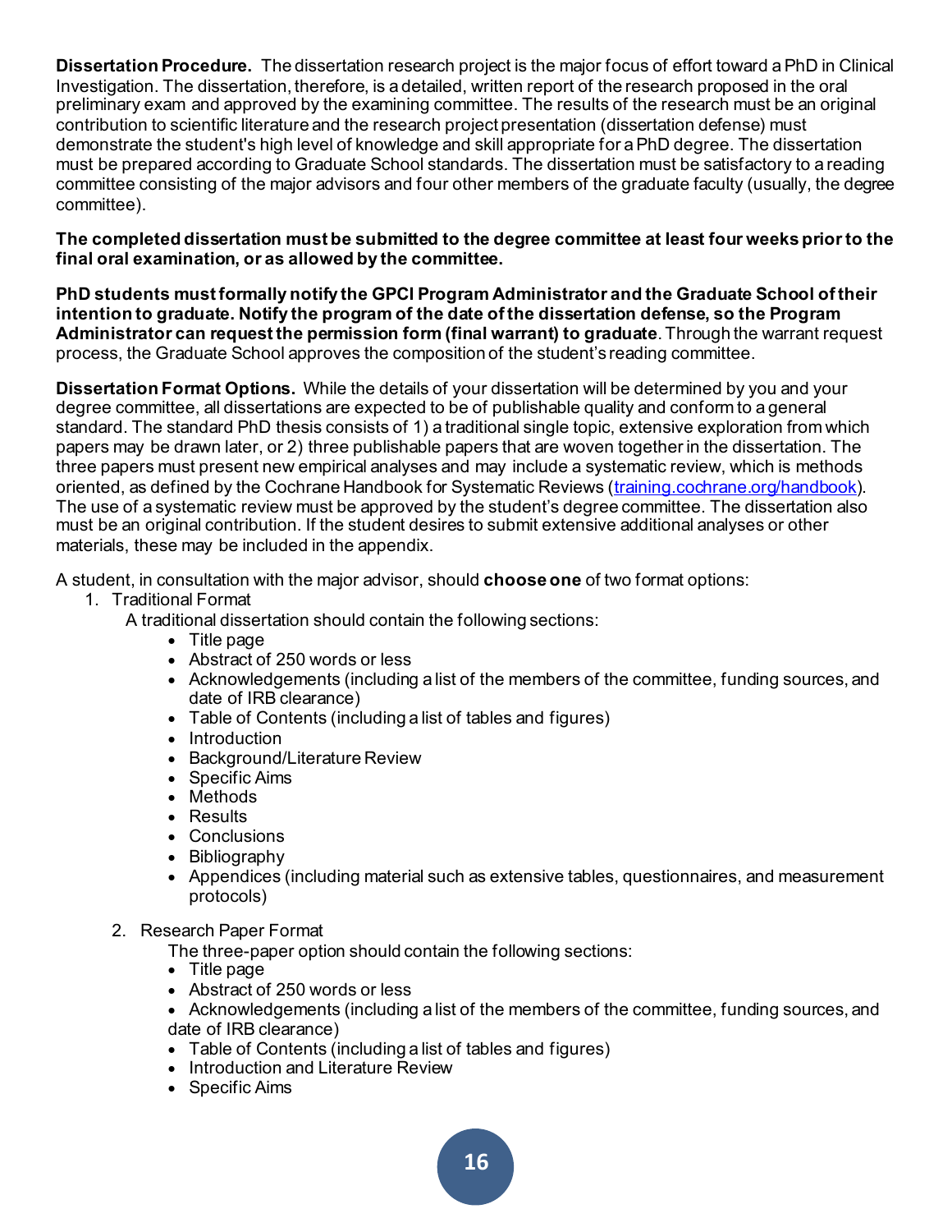**Dissertation Procedure.** The dissertation research project is the major focus of effort toward a PhD in Clinical Investigation. The dissertation, therefore, is a detailed, written report of the research proposed in the oral preliminary exam and approved by the examining committee. The results of the research must be an original contribution to scientific literature and the research project presentation (dissertation defense) must demonstrate the student's high level of knowledge and skill appropriate for a PhD degree. The dissertation must be prepared according to Graduate School standards. The dissertation must be satisfactory to a reading committee consisting of the major advisors and four other members of the graduate faculty (usually, the degree committee).

**The completed dissertation must be submitted to the degree committee at least four weeks prior to the final oral examination, or as allowed by the committee.**

**PhD students must formally notify the GPCI Program Administrator and the Graduate School of their intention to graduate. Notify the program of the date of the dissertation defense, so the Program Administrator can request the permission form (final warrant) to graduate**. Through the warrant request process, the Graduate School approves the composition of the student's reading committee.

**Dissertation Format Options.** While the details of your dissertation will be determined by you and your degree committee, all dissertations are expected to be of publishable quality and conform to a general standard. The standard PhD thesis consists of 1) a traditional single topic, extensive exploration from which papers may be drawn later, or 2) three publishable papers that are woven together in the dissertation. The three papers must present new empirical analyses and may include a systematic review, which is methods oriented, as defined by the Cochrane Handbook for Systematic Reviews ([training.cochrane.org/handbook](training.cochrane.org/handbook)). The use of a systematic review must be approved by the student's degree committee. The dissertation also must be an original contribution. If the student desires to submit extensive additional analyses or other materials, these may be included in the appendix.

A student, in consultation with the major advisor, should **choose one** of two format options:

1. Traditional Format

   A traditional dissertation should contain the following sections:
   - Title page
   - Abstract of 250 words or less
   - Acknowledgements (including a list of the members of the committee, funding sources, and date of IRB clearance)
   - Table of Contents (including a list of tables and figures)
   - Introduction
   - Background/Literature Review
   - Specific Aims
   - Methods
   - Results
   - Conclusions
   - Bibliography
   - Appendices (including material such as extensive tables, questionnaires, and measurement protocols)

2. Research Paper Format

   The three-paper option should contain the following sections:
   - Title page
   - Abstract of 250 words or less
   - Acknowledgements (including a list of the members of the committee, funding sources, and date of IRB clearance)
   - Table of Contents (including a list of tables and figures)
   - Introduction and Literature Review
   - Specific Aims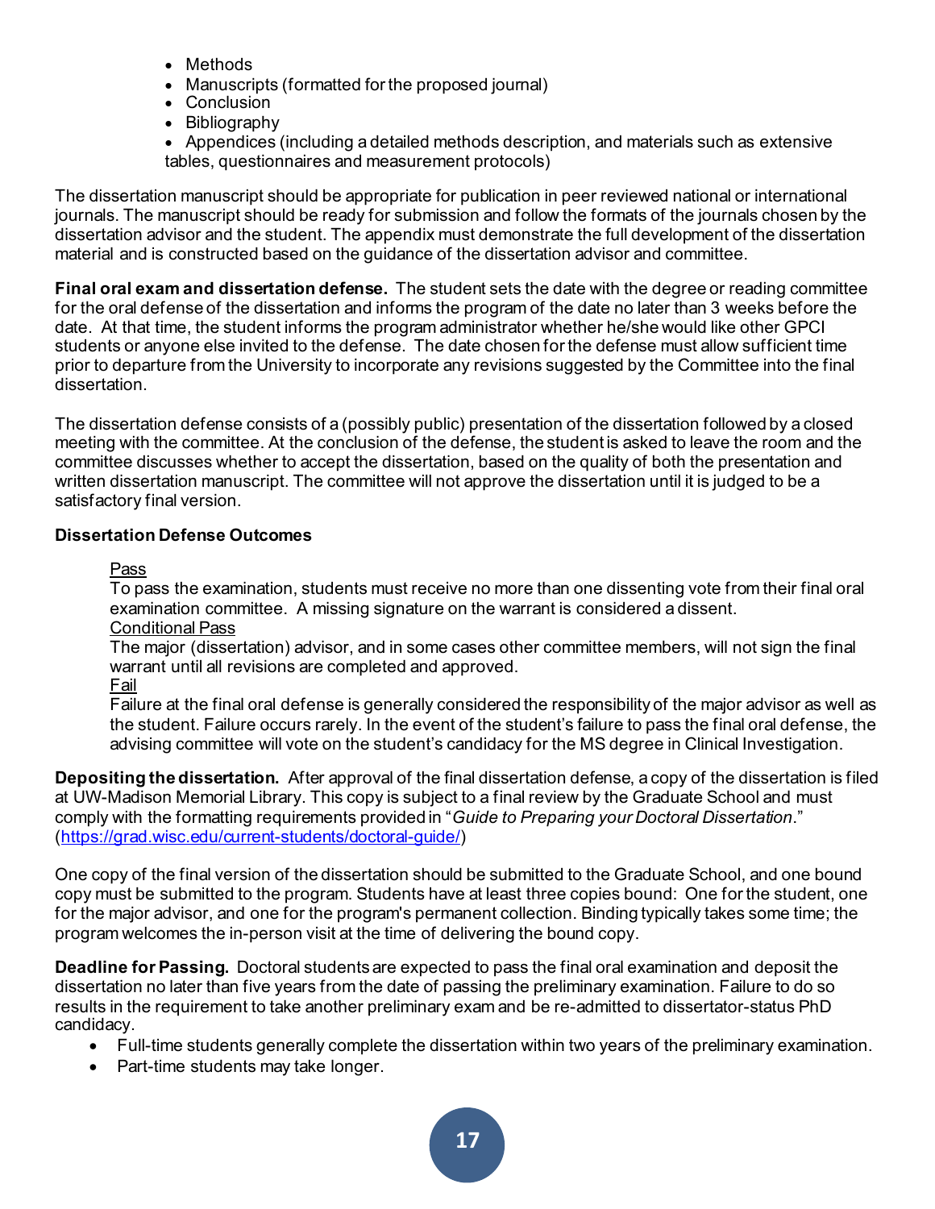- Methods
- Manuscripts (formatted for the proposed journal)
- Conclusion
- Bibliography
- Appendices (including a detailed methods description, and materials such as extensive tables, questionnaires and measurement protocols)

The dissertation manuscript should be appropriate for publication in peer reviewed national or international journals. The manuscript should be ready for submission and follow the formats of the journals chosen by the dissertation advisor and the student. The appendix must demonstrate the full development of the dissertation material and is constructed based on the guidance of the dissertation advisor and committee.

**Final oral exam and dissertation defense.** The student sets the date with the degree or reading committee for the oral defense of the dissertation and informs the program of the date no later than 3 weeks before the date. At that time, the student informs the program administrator whether he/she would like other GPCI students or anyone else invited to the defense. The date chosen for the defense must allow sufficient time prior to departure from the University to incorporate any revisions suggested by the Committee into the final dissertation.

The dissertation defense consists of a (possibly public) presentation of the dissertation followed by a closed meeting with the committee. At the conclusion of the defense, the student is asked to leave the room and the committee discusses whether to accept the dissertation, based on the quality of both the presentation and written dissertation manuscript. The committee will not approve the dissertation until it is judged to be a satisfactory final version.

**Dissertation Defense Outcomes**

<u>Pass</u>
To pass the examination, students must receive no more than one dissenting vote from their final oral examination committee. A missing signature on the warrant is considered a dissent.
<u>Conditional Pass</u>
The major (dissertation) advisor, and in some cases other committee members, will not sign the final warrant until all revisions are completed and approved.
<u>Fail</u>
Failure at the final oral defense is generally considered the responsibility of the major advisor as well as the student. Failure occurs rarely. In the event of the student's failure to pass the final oral defense, the advising committee will vote on the student's candidacy for the MS degree in Clinical Investigation.

**Depositing the dissertation.** After approval of the final dissertation defense, a copy of the dissertation is filed at UW-Madison Memorial Library. This copy is subject to a final review by the Graduate School and must comply with the formatting requirements provided in "*Guide to Preparing your Doctoral Dissertation*." (https://grad.wisc.edu/current-students/doctoral-guide/)

One copy of the final version of the dissertation should be submitted to the Graduate School, and one bound copy must be submitted to the program. Students have at least three copies bound: One for the student, one for the major advisor, and one for the program's permanent collection. Binding typically takes some time; the program welcomes the in-person visit at the time of delivering the bound copy.

**Deadline for Passing.** Doctoral students are expected to pass the final oral examination and deposit the dissertation no later than five years from the date of passing the preliminary examination. Failure to do so results in the requirement to take another preliminary exam and be re-admitted to dissertator-status PhD candidacy.

- Full-time students generally complete the dissertation within two years of the preliminary examination.
- Part-time students may take longer.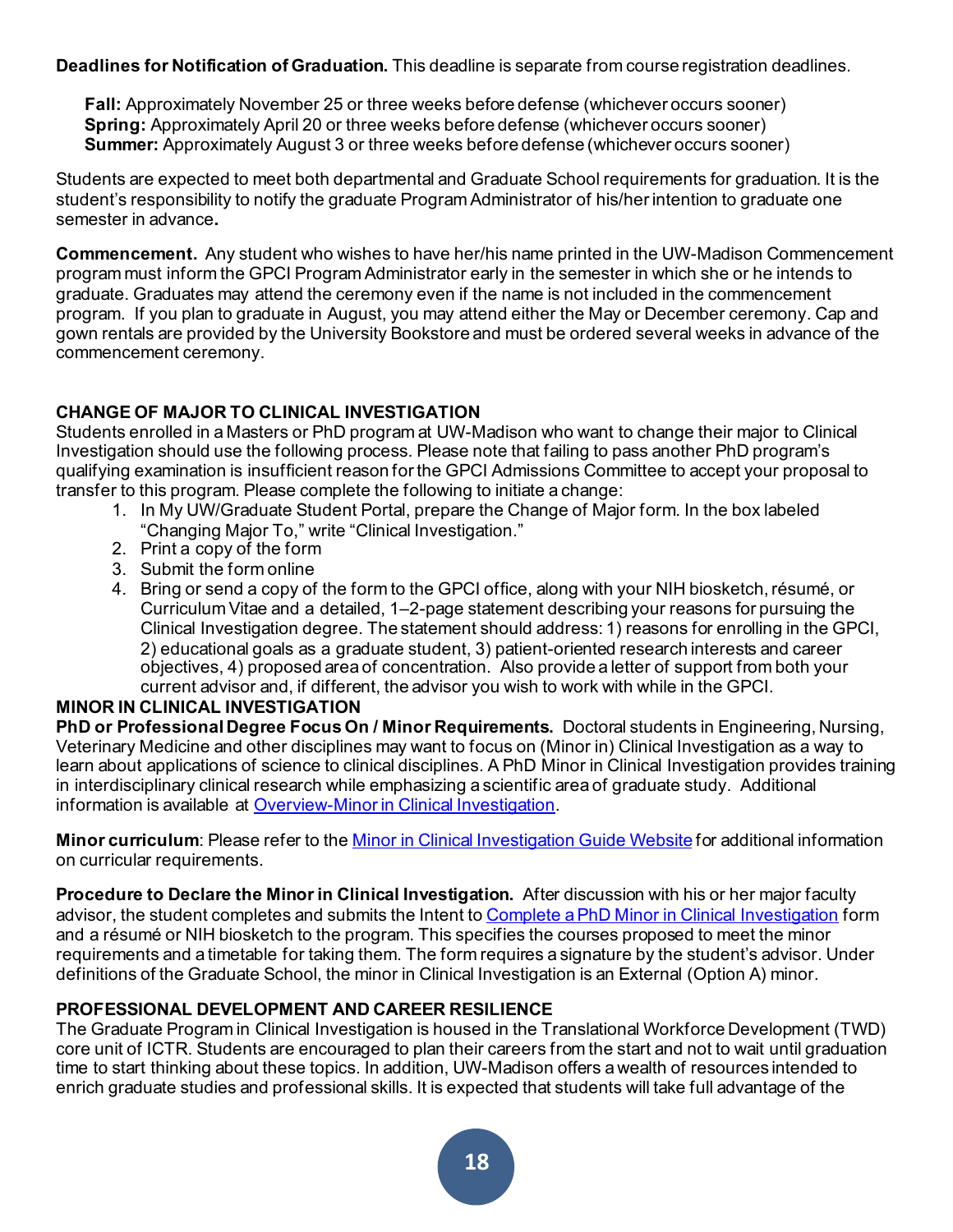**Deadlines for Notification of Graduation.** This deadline is separate from course registration deadlines.

**Fall:** Approximately November 25 or three weeks before defense (whichever occurs sooner)
**Spring:** Approximately April 20 or three weeks before defense (whichever occurs sooner)
**Summer:** Approximately August 3 or three weeks before defense (whichever occurs sooner)

Students are expected to meet both departmental and Graduate School requirements for graduation. It is the student's responsibility to notify the graduate Program Administrator of his/her intention to graduate one semester in advance**.**

**Commencement.** Any student who wishes to have her/his name printed in the UW-Madison Commencement program must inform the GPCI Program Administrator early in the semester in which she or he intends to graduate. Graduates may attend the ceremony even if the name is not included in the commencement program. If you plan to graduate in August, you may attend either the May or December ceremony. Cap and gown rentals are provided by the University Bookstore and must be ordered several weeks in advance of the commencement ceremony.

## CHANGE OF MAJOR TO CLINICAL INVESTIGATION

Students enrolled in a Masters or PhD program at UW-Madison who want to change their major to Clinical Investigation should use the following process. Please note that failing to pass another PhD program's qualifying examination is insufficient reason for the GPCI Admissions Committee to accept your proposal to transfer to this program. Please complete the following to initiate a change:

1. In My UW/Graduate Student Portal, prepare the Change of Major form. In the box labeled "Changing Major To," write "Clinical Investigation."
2. Print a copy of the form
3. Submit the form online
4. Bring or send a copy of the form to the GPCI office, along with your NIH biosketch, résumé, or Curriculum Vitae and a detailed, 1–2-page statement describing your reasons for pursuing the Clinical Investigation degree. The statement should address: 1) reasons for enrolling in the GPCI, 2) educational goals as a graduate student, 3) patient-oriented research interests and career objectives, 4) proposed area of concentration. Also provide a letter of support from both your current advisor and, if different, the advisor you wish to work with while in the GPCI.

## MINOR IN CLINICAL INVESTIGATION

**PhD or Professional Degree Focus On / Minor Requirements.** Doctoral students in Engineering, Nursing, Veterinary Medicine and other disciplines may want to focus on (Minor in) Clinical Investigation as a way to learn about applications of science to clinical disciplines. A PhD Minor in Clinical Investigation provides training in interdisciplinary clinical research while emphasizing a scientific area of graduate study. Additional information is available at [Overview-Minor in Clinical Investigation](#).

**Minor curriculum**: Please refer to the [Minor in Clinical Investigation Guide Website](#) for additional information on curricular requirements.

**Procedure to Declare the Minor in Clinical Investigation.** After discussion with his or her major faculty advisor, the student completes and submits the Intent to [Complete a PhD Minor in Clinical Investigation](#) form and a résumé or NIH biosketch to the program. This specifies the courses proposed to meet the minor requirements and a timetable for taking them. The form requires a signature by the student's advisor. Under definitions of the Graduate School, the minor in Clinical Investigation is an External (Option A) minor.

## PROFESSIONAL DEVELOPMENT AND CAREER RESILIENCE

The Graduate Program in Clinical Investigation is housed in the Translational Workforce Development (TWD) core unit of ICTR. Students are encouraged to plan their careers from the start and not to wait until graduation time to start thinking about these topics. In addition, UW-Madison offers a wealth of resources intended to enrich graduate studies and professional skills. It is expected that students will take full advantage of the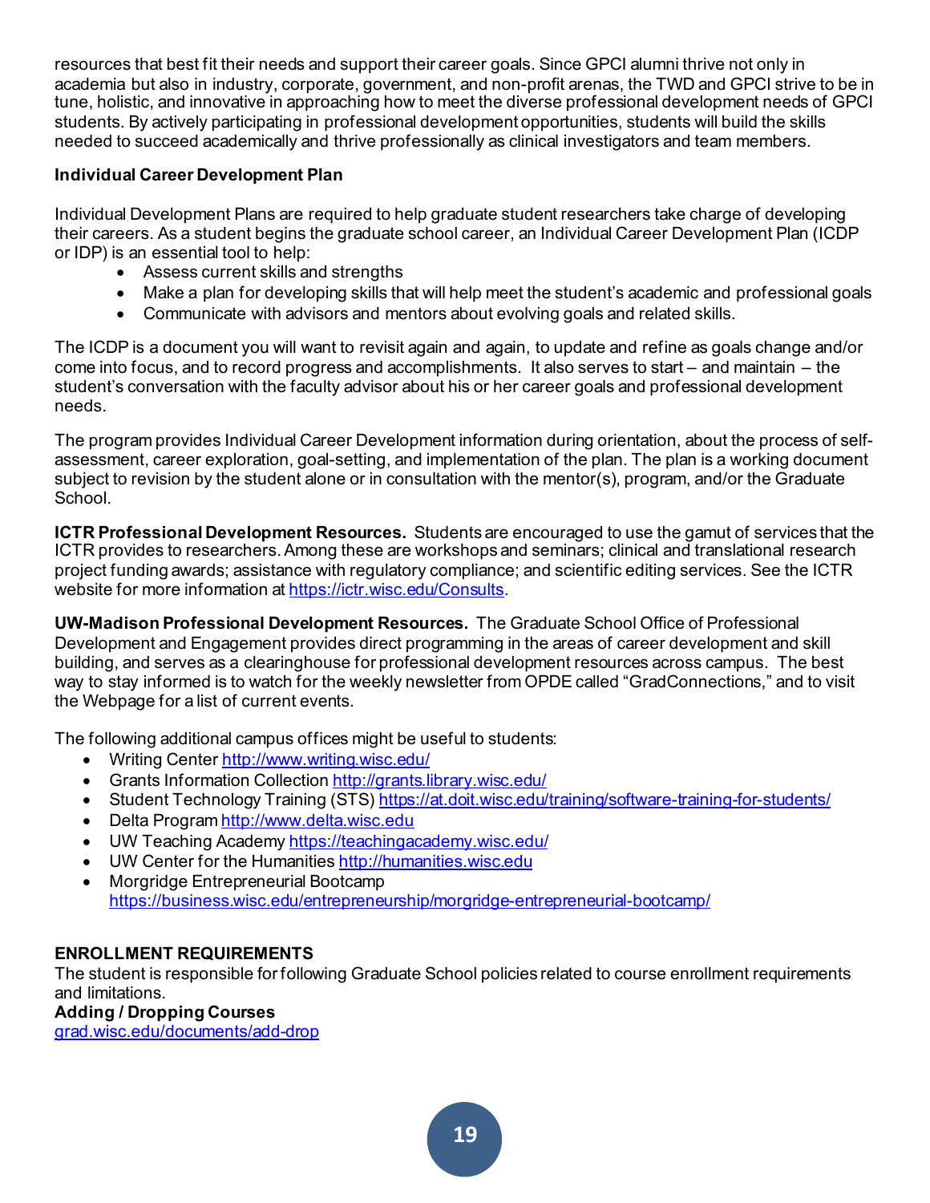resources that best fit their needs and support their career goals. Since GPCI alumni thrive not only in academia but also in industry, corporate, government, and non-profit arenas, the TWD and GPCI strive to be in tune, holistic, and innovative in approaching how to meet the diverse professional development needs of GPCI students. By actively participating in professional development opportunities, students will build the skills needed to succeed academically and thrive professionally as clinical investigators and team members.

**Individual Career Development Plan**

Individual Development Plans are required to help graduate student researchers take charge of developing their careers. As a student begins the graduate school career, an Individual Career Development Plan (ICDP or IDP) is an essential tool to help:

- Assess current skills and strengths
- Make a plan for developing skills that will help meet the student's academic and professional goals
- Communicate with advisors and mentors about evolving goals and related skills.

The ICDP is a document you will want to revisit again and again, to update and refine as goals change and/or come into focus, and to record progress and accomplishments. It also serves to start – and maintain – the student's conversation with the faculty advisor about his or her career goals and professional development needs.

The program provides Individual Career Development information during orientation, about the process of self-assessment, career exploration, goal-setting, and implementation of the plan. The plan is a working document subject to revision by the student alone or in consultation with the mentor(s), program, and/or the Graduate School.

**ICTR Professional Development Resources.** Students are encouraged to use the gamut of services that the ICTR provides to researchers. Among these are workshops and seminars; clinical and translational research project funding awards; assistance with regulatory compliance; and scientific editing services. See the ICTR website for more information at https://ictr.wisc.edu/Consults.

**UW-Madison Professional Development Resources.** The Graduate School Office of Professional Development and Engagement provides direct programming in the areas of career development and skill building, and serves as a clearinghouse for professional development resources across campus. The best way to stay informed is to watch for the weekly newsletter from OPDE called "GradConnections," and to visit the Webpage for a list of current events.

The following additional campus offices might be useful to students:

- Writing Center http://www.writing.wisc.edu/
- Grants Information Collection http://grants.library.wisc.edu/
- Student Technology Training (STS) https://at.doit.wisc.edu/training/software-training-for-students/
- Delta Program http://www.delta.wisc.edu
- UW Teaching Academy https://teachingacademy.wisc.edu/
- UW Center for the Humanities http://humanities.wisc.edu
- Morgridge Entrepreneurial Bootcamp https://business.wisc.edu/entrepreneurship/morgridge-entrepreneurial-bootcamp/

## ENROLLMENT REQUIREMENTS

The student is responsible for following Graduate School policies related to course enrollment requirements and limitations.

**Adding / Dropping Courses**

grad.wisc.edu/documents/add-drop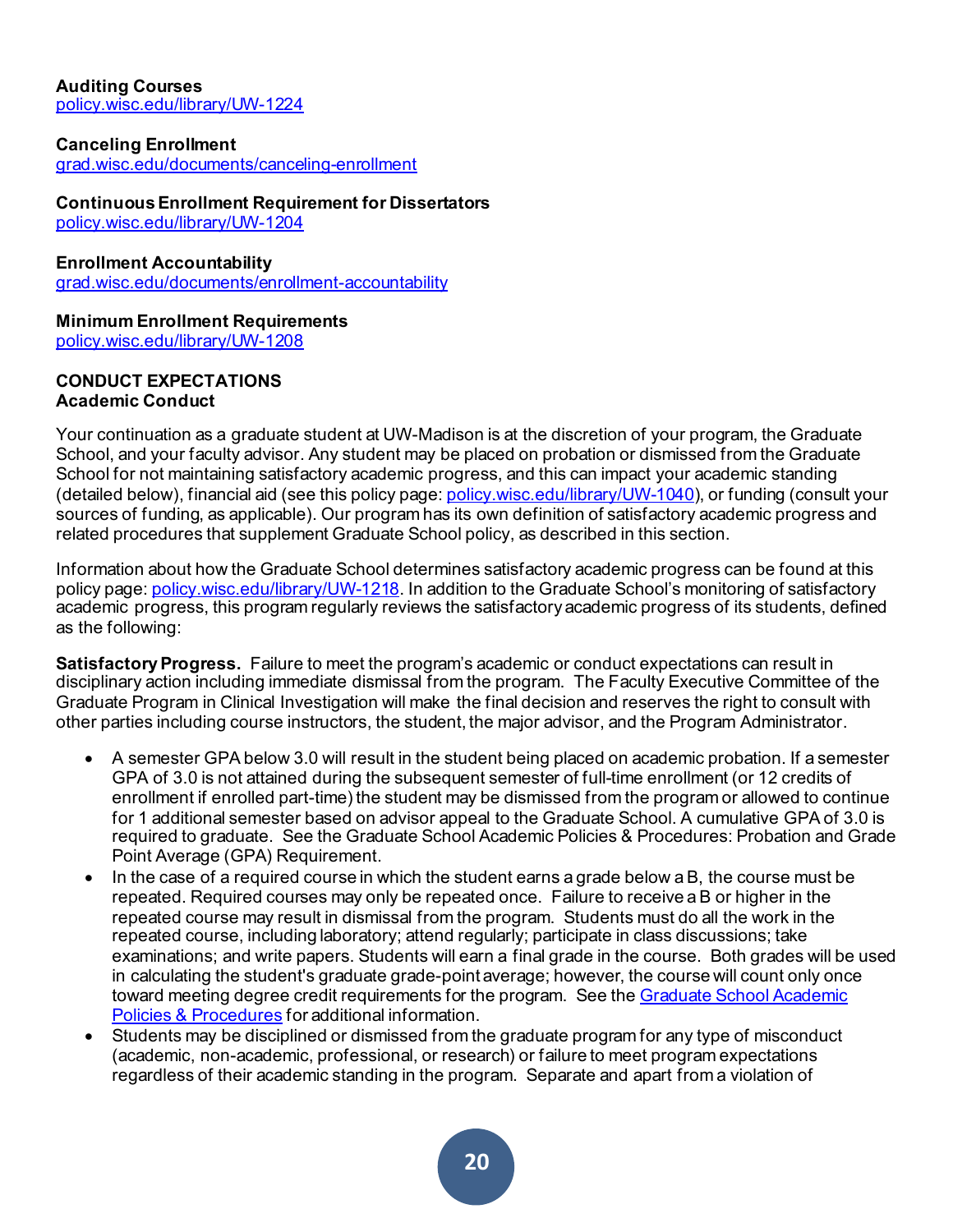**Auditing Courses**
[policy.wisc.edu/library/UW-1224](policy.wisc.edu/library/UW-1224)

**Canceling Enrollment**
[grad.wisc.edu/documents/canceling-enrollment](grad.wisc.edu/documents/canceling-enrollment)

**Continuous Enrollment Requirement for Dissertators**
[policy.wisc.edu/library/UW-1204](policy.wisc.edu/library/UW-1204)

**Enrollment Accountability**
[grad.wisc.edu/documents/enrollment-accountability](grad.wisc.edu/documents/enrollment-accountability)

**Minimum Enrollment Requirements**
[policy.wisc.edu/library/UW-1208](policy.wisc.edu/library/UW-1208)

## CONDUCT EXPECTATIONS

### Academic Conduct

Your continuation as a graduate student at UW-Madison is at the discretion of your program, the Graduate School, and your faculty advisor. Any student may be placed on probation or dismissed from the Graduate School for not maintaining satisfactory academic progress, and this can impact your academic standing (detailed below), financial aid (see this policy page: [policy.wisc.edu/library/UW-1040](policy.wisc.edu/library/UW-1040)), or funding (consult your sources of funding, as applicable). Our program has its own definition of satisfactory academic progress and related procedures that supplement Graduate School policy, as described in this section.

Information about how the Graduate School determines satisfactory academic progress can be found at this policy page: [policy.wisc.edu/library/UW-1218](policy.wisc.edu/library/UW-1218). In addition to the Graduate School's monitoring of satisfactory academic progress, this program regularly reviews the satisfactory academic progress of its students, defined as the following:

**Satisfactory Progress.** Failure to meet the program's academic or conduct expectations can result in disciplinary action including immediate dismissal from the program. The Faculty Executive Committee of the Graduate Program in Clinical Investigation will make the final decision and reserves the right to consult with other parties including course instructors, the student, the major advisor, and the Program Administrator.

- A semester GPA below 3.0 will result in the student being placed on academic probation. If a semester GPA of 3.0 is not attained during the subsequent semester of full-time enrollment (or 12 credits of enrollment if enrolled part-time) the student may be dismissed from the program or allowed to continue for 1 additional semester based on advisor appeal to the Graduate School. A cumulative GPA of 3.0 is required to graduate. See the Graduate School Academic Policies & Procedures: Probation and Grade Point Average (GPA) Requirement.
- In the case of a required course in which the student earns a grade below a B, the course must be repeated. Required courses may only be repeated once. Failure to receive a B or higher in the repeated course may result in dismissal from the program. Students must do all the work in the repeated course, including laboratory; attend regularly; participate in class discussions; take examinations; and write papers. Students will earn a final grade in the course. Both grades will be used in calculating the student's graduate grade-point average; however, the course will count only once toward meeting degree credit requirements for the program. See the Graduate School Academic Policies & Procedures for additional information.
- Students may be disciplined or dismissed from the graduate program for any type of misconduct (academic, non-academic, professional, or research) or failure to meet program expectations regardless of their academic standing in the program. Separate and apart from a violation of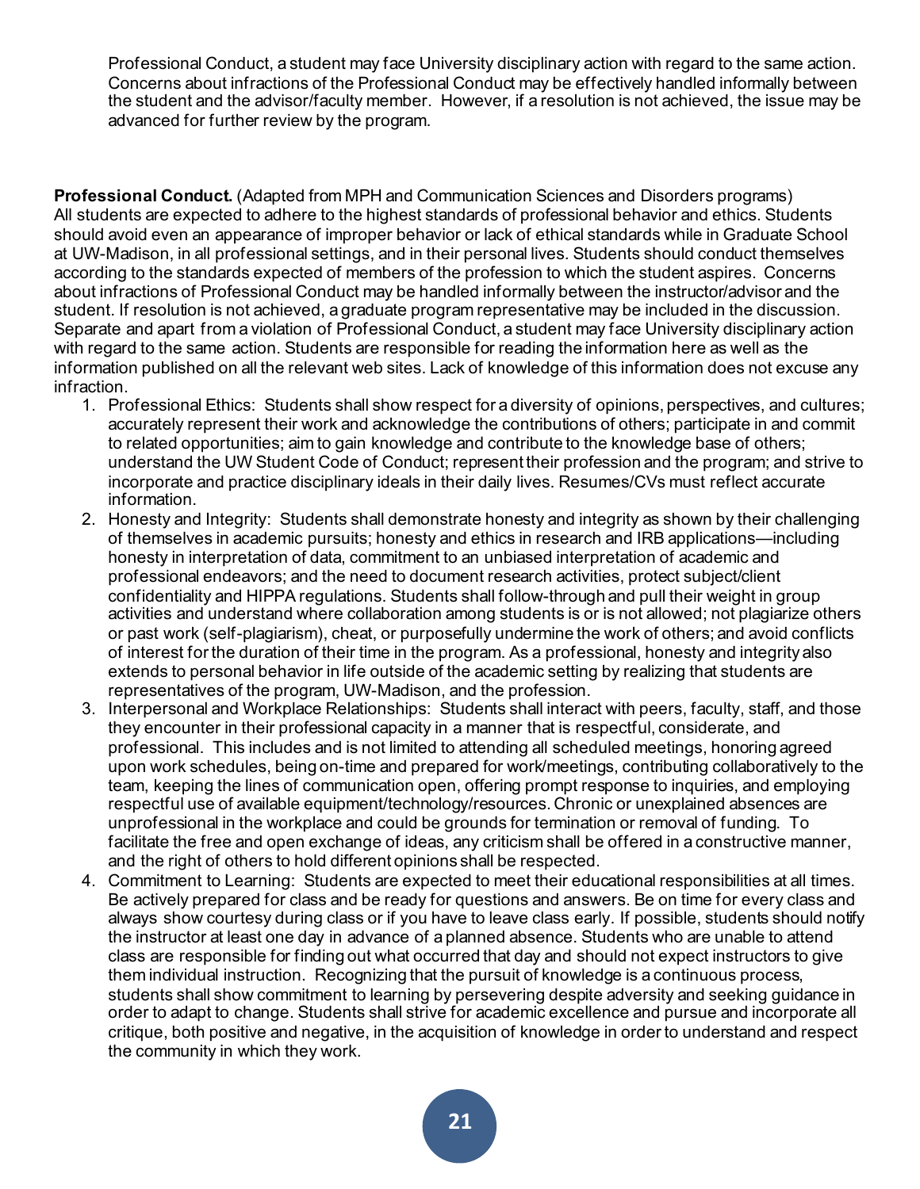Professional Conduct, a student may face University disciplinary action with regard to the same action. Concerns about infractions of the Professional Conduct may be effectively handled informally between the student and the advisor/faculty member. However, if a resolution is not achieved, the issue may be advanced for further review by the program.

**Professional Conduct.** (Adapted from MPH and Communication Sciences and Disorders programs) All students are expected to adhere to the highest standards of professional behavior and ethics. Students should avoid even an appearance of improper behavior or lack of ethical standards while in Graduate School at UW-Madison, in all professional settings, and in their personal lives. Students should conduct themselves according to the standards expected of members of the profession to which the student aspires. Concerns about infractions of Professional Conduct may be handled informally between the instructor/advisor and the student. If resolution is not achieved, a graduate program representative may be included in the discussion. Separate and apart from a violation of Professional Conduct, a student may face University disciplinary action with regard to the same action. Students are responsible for reading the information here as well as the information published on all the relevant web sites. Lack of knowledge of this information does not excuse any infraction.

1. Professional Ethics: Students shall show respect for a diversity of opinions, perspectives, and cultures; accurately represent their work and acknowledge the contributions of others; participate in and commit to related opportunities; aim to gain knowledge and contribute to the knowledge base of others; understand the UW Student Code of Conduct; represent their profession and the program; and strive to incorporate and practice disciplinary ideals in their daily lives. Resumes/CVs must reflect accurate information.
2. Honesty and Integrity: Students shall demonstrate honesty and integrity as shown by their challenging of themselves in academic pursuits; honesty and ethics in research and IRB applications—including honesty in interpretation of data, commitment to an unbiased interpretation of academic and professional endeavors; and the need to document research activities, protect subject/client confidentiality and HIPPA regulations. Students shall follow-through and pull their weight in group activities and understand where collaboration among students is or is not allowed; not plagiarize others or past work (self-plagiarism), cheat, or purposefully undermine the work of others; and avoid conflicts of interest for the duration of their time in the program. As a professional, honesty and integrity also extends to personal behavior in life outside of the academic setting by realizing that students are representatives of the program, UW-Madison, and the profession.
3. Interpersonal and Workplace Relationships: Students shall interact with peers, faculty, staff, and those they encounter in their professional capacity in a manner that is respectful, considerate, and professional. This includes and is not limited to attending all scheduled meetings, honoring agreed upon work schedules, being on-time and prepared for work/meetings, contributing collaboratively to the team, keeping the lines of communication open, offering prompt response to inquiries, and employing respectful use of available equipment/technology/resources. Chronic or unexplained absences are unprofessional in the workplace and could be grounds for termination or removal of funding. To facilitate the free and open exchange of ideas, any criticism shall be offered in a constructive manner, and the right of others to hold different opinions shall be respected.
4. Commitment to Learning: Students are expected to meet their educational responsibilities at all times. Be actively prepared for class and be ready for questions and answers. Be on time for every class and always show courtesy during class or if you have to leave class early. If possible, students should notify the instructor at least one day in advance of a planned absence. Students who are unable to attend class are responsible for finding out what occurred that day and should not expect instructors to give them individual instruction. Recognizing that the pursuit of knowledge is a continuous process, students shall show commitment to learning by persevering despite adversity and seeking guidance in order to adapt to change. Students shall strive for academic excellence and pursue and incorporate all critique, both positive and negative, in the acquisition of knowledge in order to understand and respect the community in which they work.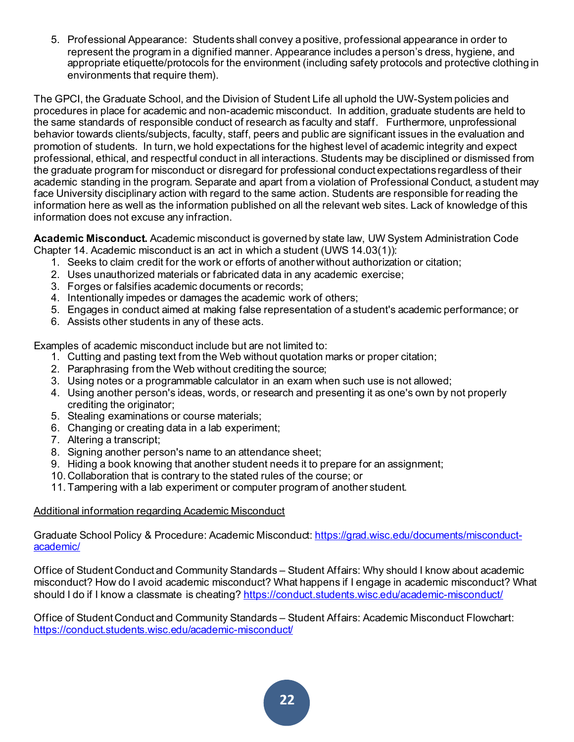5. Professional Appearance: Students shall convey a positive, professional appearance in order to represent the program in a dignified manner. Appearance includes a person's dress, hygiene, and appropriate etiquette/protocols for the environment (including safety protocols and protective clothing in environments that require them).

The GPCI, the Graduate School, and the Division of Student Life all uphold the UW-System policies and procedures in place for academic and non-academic misconduct. In addition, graduate students are held to the same standards of responsible conduct of research as faculty and staff. Furthermore, unprofessional behavior towards clients/subjects, faculty, staff, peers and public are significant issues in the evaluation and promotion of students. In turn, we hold expectations for the highest level of academic integrity and expect professional, ethical, and respectful conduct in all interactions. Students may be disciplined or dismissed from the graduate program for misconduct or disregard for professional conduct expectations regardless of their academic standing in the program. Separate and apart from a violation of Professional Conduct, a student may face University disciplinary action with regard to the same action. Students are responsible for reading the information here as well as the information published on all the relevant web sites. Lack of knowledge of this information does not excuse any infraction.

**Academic Misconduct.** Academic misconduct is governed by state law, UW System Administration Code Chapter 14. Academic misconduct is an act in which a student (UWS 14.03(1)):

1. Seeks to claim credit for the work or efforts of another without authorization or citation;
2. Uses unauthorized materials or fabricated data in any academic exercise;
3. Forges or falsifies academic documents or records;
4. Intentionally impedes or damages the academic work of others;
5. Engages in conduct aimed at making false representation of a student's academic performance; or
6. Assists other students in any of these acts.

Examples of academic misconduct include but are not limited to:

1. Cutting and pasting text from the Web without quotation marks or proper citation;
2. Paraphrasing from the Web without crediting the source;
3. Using notes or a programmable calculator in an exam when such use is not allowed;
4. Using another person's ideas, words, or research and presenting it as one's own by not properly crediting the originator;
5. Stealing examinations or course materials;
6. Changing or creating data in a lab experiment;
7. Altering a transcript;
8. Signing another person's name to an attendance sheet;
9. Hiding a book knowing that another student needs it to prepare for an assignment;
10. Collaboration that is contrary to the stated rules of the course; or
11. Tampering with a lab experiment or computer program of another student.

Additional information regarding Academic Misconduct

Graduate School Policy & Procedure: Academic Misconduct: https://grad.wisc.edu/documents/misconduct-academic/

Office of Student Conduct and Community Standards – Student Affairs: Why should I know about academic misconduct? How do I avoid academic misconduct? What happens if I engage in academic misconduct? What should I do if I know a classmate is cheating? https://conduct.students.wisc.edu/academic-misconduct/

Office of Student Conduct and Community Standards – Student Affairs: Academic Misconduct Flowchart: https://conduct.students.wisc.edu/academic-misconduct/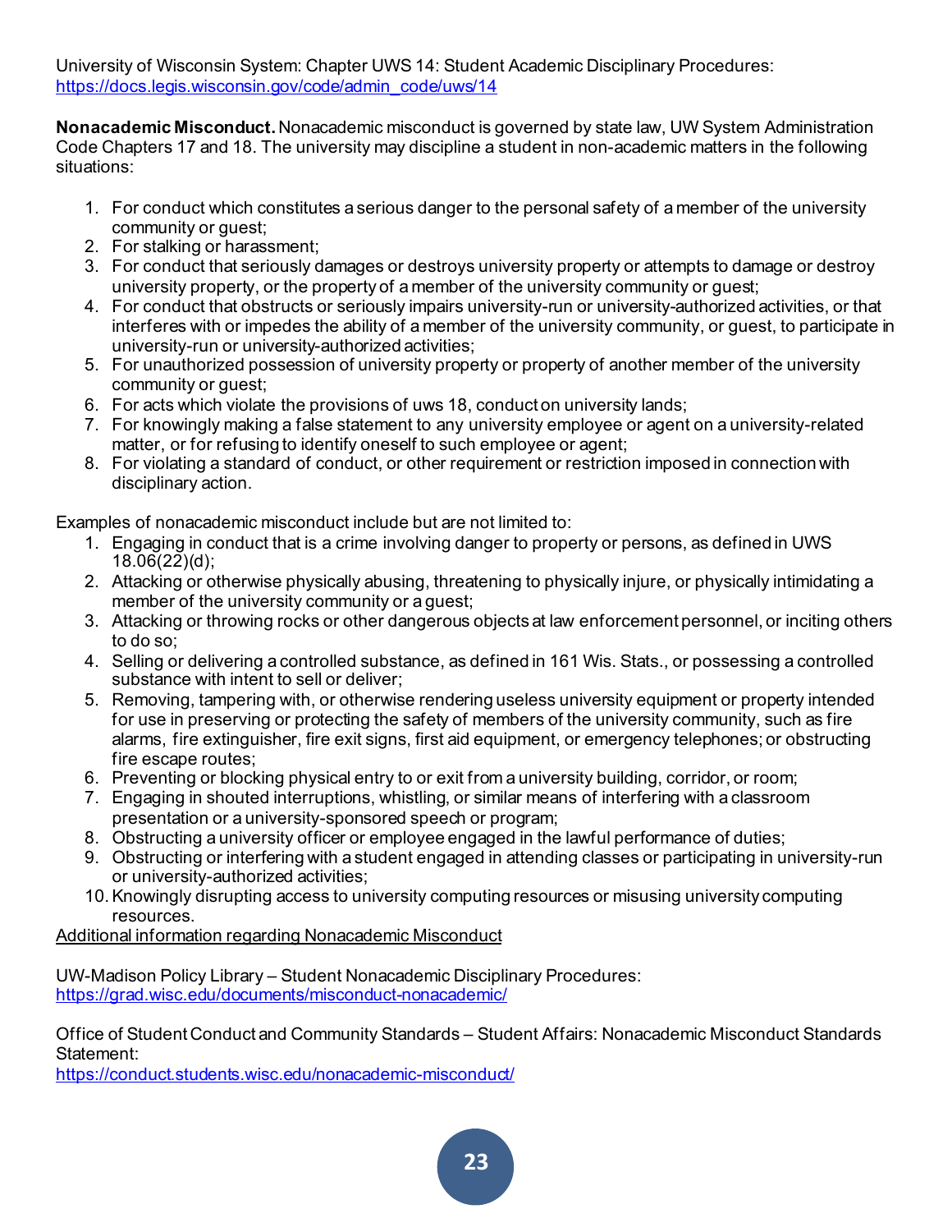University of Wisconsin System: Chapter UWS 14: Student Academic Disciplinary Procedures: [https://docs.legis.wisconsin.gov/code/admin_code/uws/14](https://docs.legis.wisconsin.gov/code/admin_code/uws/14)

**Nonacademic Misconduct.** Nonacademic misconduct is governed by state law, UW System Administration Code Chapters 17 and 18. The university may discipline a student in non-academic matters in the following situations:

1. For conduct which constitutes a serious danger to the personal safety of a member of the university community or guest;
2. For stalking or harassment;
3. For conduct that seriously damages or destroys university property or attempts to damage or destroy university property, or the property of a member of the university community or guest;
4. For conduct that obstructs or seriously impairs university-run or university-authorized activities, or that interferes with or impedes the ability of a member of the university community, or guest, to participate in university-run or university-authorized activities;
5. For unauthorized possession of university property or property of another member of the university community or guest;
6. For acts which violate the provisions of uws 18, conduct on university lands;
7. For knowingly making a false statement to any university employee or agent on a university-related matter, or for refusing to identify oneself to such employee or agent;
8. For violating a standard of conduct, or other requirement or restriction imposed in connection with disciplinary action.

Examples of nonacademic misconduct include but are not limited to:

1. Engaging in conduct that is a crime involving danger to property or persons, as defined in UWS 18.06(22)(d);
2. Attacking or otherwise physically abusing, threatening to physically injure, or physically intimidating a member of the university community or a guest;
3. Attacking or throwing rocks or other dangerous objects at law enforcement personnel, or inciting others to do so;
4. Selling or delivering a controlled substance, as defined in 161 Wis. Stats., or possessing a controlled substance with intent to sell or deliver;
5. Removing, tampering with, or otherwise rendering useless university equipment or property intended for use in preserving or protecting the safety of members of the university community, such as fire alarms, fire extinguisher, fire exit signs, first aid equipment, or emergency telephones; or obstructing fire escape routes;
6. Preventing or blocking physical entry to or exit from a university building, corridor, or room;
7. Engaging in shouted interruptions, whistling, or similar means of interfering with a classroom presentation or a university-sponsored speech or program;
8. Obstructing a university officer or employee engaged in the lawful performance of duties;
9. Obstructing or interfering with a student engaged in attending classes or participating in university-run or university-authorized activities;
10. Knowingly disrupting access to university computing resources or misusing university computing resources.

Additional information regarding Nonacademic Misconduct

UW-Madison Policy Library – Student Nonacademic Disciplinary Procedures: [https://grad.wisc.edu/documents/misconduct-nonacademic/](https://grad.wisc.edu/documents/misconduct-nonacademic/)

Office of Student Conduct and Community Standards – Student Affairs: Nonacademic Misconduct Standards Statement:
[https://conduct.students.wisc.edu/nonacademic-misconduct/](https://conduct.students.wisc.edu/nonacademic-misconduct/)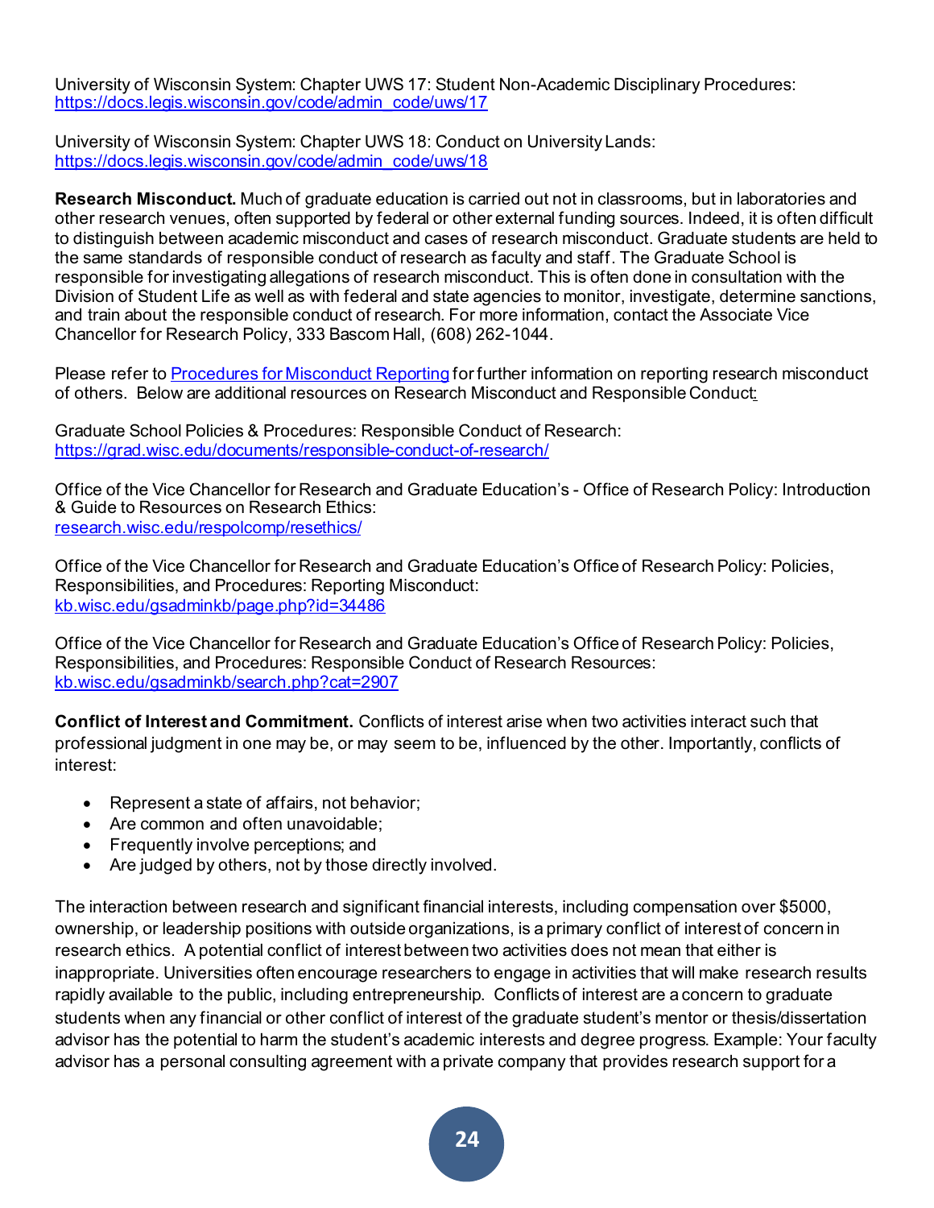University of Wisconsin System: Chapter UWS 17: Student Non-Academic Disciplinary Procedures: [https://docs.legis.wisconsin.gov/code/admin_code/uws/17](https://docs.legis.wisconsin.gov/code/admin_code/uws/17)

University of Wisconsin System: Chapter UWS 18: Conduct on University Lands: [https://docs.legis.wisconsin.gov/code/admin_code/uws/18](https://docs.legis.wisconsin.gov/code/admin_code/uws/18)

**Research Misconduct.** Much of graduate education is carried out not in classrooms, but in laboratories and other research venues, often supported by federal or other external funding sources. Indeed, it is often difficult to distinguish between academic misconduct and cases of research misconduct. Graduate students are held to the same standards of responsible conduct of research as faculty and staff. The Graduate School is responsible for investigating allegations of research misconduct. This is often done in consultation with the Division of Student Life as well as with federal and state agencies to monitor, investigate, determine sanctions, and train about the responsible conduct of research. For more information, contact the Associate Vice Chancellor for Research Policy, 333 Bascom Hall, (608) 262-1044.

Please refer to [Procedures for Misconduct Reporting] for further information on reporting research misconduct of others. Below are additional resources on Research Misconduct and Responsible Conduct:

Graduate School Policies & Procedures: Responsible Conduct of Research: [https://grad.wisc.edu/documents/responsible-conduct-of-research/](https://grad.wisc.edu/documents/responsible-conduct-of-research/)

Office of the Vice Chancellor for Research and Graduate Education's - Office of Research Policy: Introduction & Guide to Resources on Research Ethics: [research.wisc.edu/respolcomp/resethics/](research.wisc.edu/respolcomp/resethics/)

Office of the Vice Chancellor for Research and Graduate Education's Office of Research Policy: Policies, Responsibilities, and Procedures: Reporting Misconduct: [kb.wisc.edu/gsadminkb/page.php?id=34486](kb.wisc.edu/gsadminkb/page.php?id=34486)

Office of the Vice Chancellor for Research and Graduate Education's Office of Research Policy: Policies, Responsibilities, and Procedures: Responsible Conduct of Research Resources: [kb.wisc.edu/gsadminkb/search.php?cat=2907](kb.wisc.edu/gsadminkb/search.php?cat=2907)

**Conflict of Interest and Commitment.** Conflicts of interest arise when two activities interact such that professional judgment in one may be, or may seem to be, influenced by the other. Importantly, conflicts of interest:

- Represent a state of affairs, not behavior;
- Are common and often unavoidable;
- Frequently involve perceptions; and
- Are judged by others, not by those directly involved.

The interaction between research and significant financial interests, including compensation over $5000, ownership, or leadership positions with outside organizations, is a primary conflict of interest of concern in research ethics. A potential conflict of interest between two activities does not mean that either is inappropriate. Universities often encourage researchers to engage in activities that will make research results rapidly available to the public, including entrepreneurship. Conflicts of interest are a concern to graduate students when any financial or other conflict of interest of the graduate student's mentor or thesis/dissertation advisor has the potential to harm the student's academic interests and degree progress. Example: Your faculty advisor has a personal consulting agreement with a private company that provides research support for a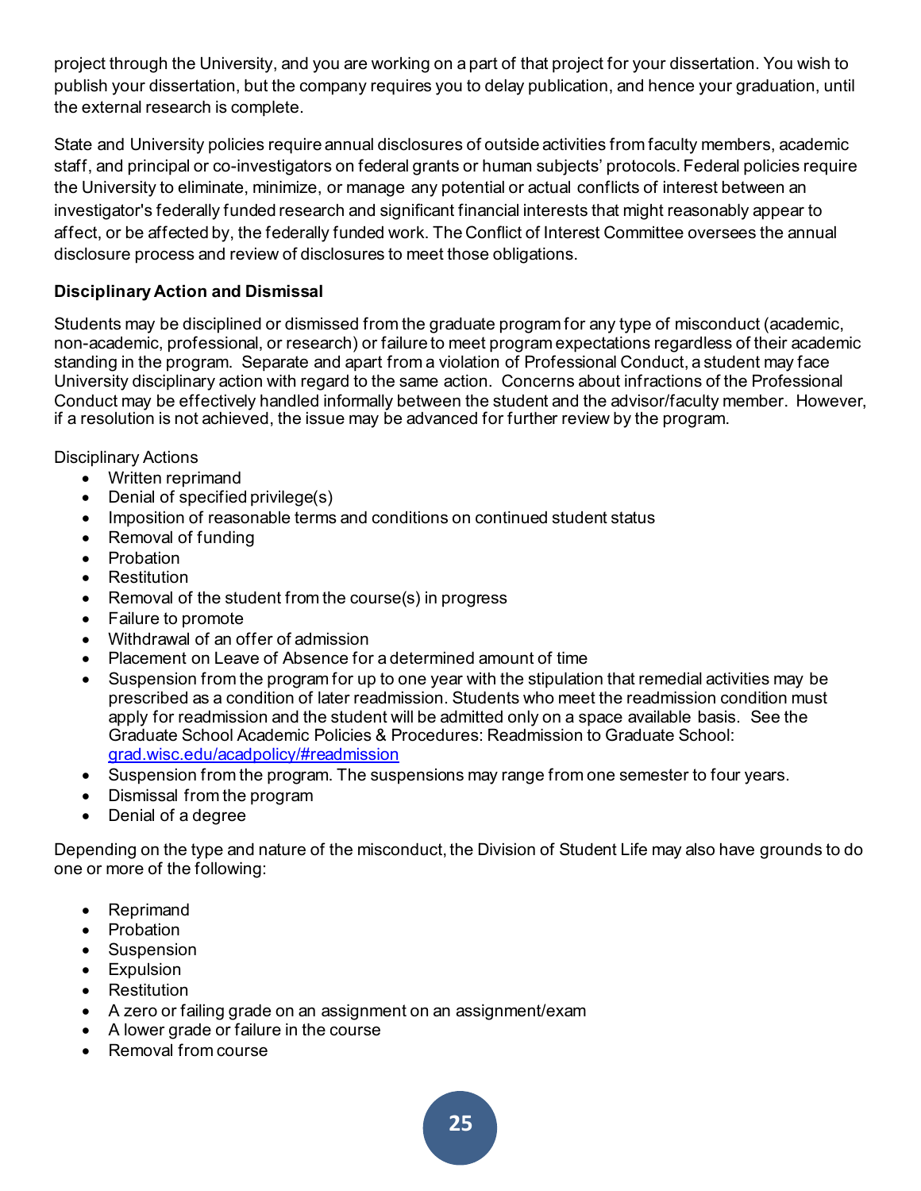project through the University, and you are working on a part of that project for your dissertation. You wish to publish your dissertation, but the company requires you to delay publication, and hence your graduation, until the external research is complete.

State and University policies require annual disclosures of outside activities from faculty members, academic staff, and principal or co-investigators on federal grants or human subjects' protocols. Federal policies require the University to eliminate, minimize, or manage any potential or actual conflicts of interest between an investigator's federally funded research and significant financial interests that might reasonably appear to affect, or be affected by, the federally funded work. The Conflict of Interest Committee oversees the annual disclosure process and review of disclosures to meet those obligations.

**Disciplinary Action and Dismissal**

Students may be disciplined or dismissed from the graduate program for any type of misconduct (academic, non-academic, professional, or research) or failure to meet program expectations regardless of their academic standing in the program. Separate and apart from a violation of Professional Conduct, a student may face University disciplinary action with regard to the same action. Concerns about infractions of the Professional Conduct may be effectively handled informally between the student and the advisor/faculty member. However, if a resolution is not achieved, the issue may be advanced for further review by the program.

Disciplinary Actions

- Written reprimand
- Denial of specified privilege(s)
- Imposition of reasonable terms and conditions on continued student status
- Removal of funding
- Probation
- Restitution
- Removal of the student from the course(s) in progress
- Failure to promote
- Withdrawal of an offer of admission
- Placement on Leave of Absence for a determined amount of time
- Suspension from the program for up to one year with the stipulation that remedial activities may be prescribed as a condition of later readmission. Students who meet the readmission condition must apply for readmission and the student will be admitted only on a space available basis. See the Graduate School Academic Policies & Procedures: Readmission to Graduate School: grad.wisc.edu/acadpolicy/#readmission
- Suspension from the program. The suspensions may range from one semester to four years.
- Dismissal from the program
- Denial of a degree

Depending on the type and nature of the misconduct, the Division of Student Life may also have grounds to do one or more of the following:

- Reprimand
- Probation
- Suspension
- Expulsion
- Restitution
- A zero or failing grade on an assignment on an assignment/exam
- A lower grade or failure in the course
- Removal from course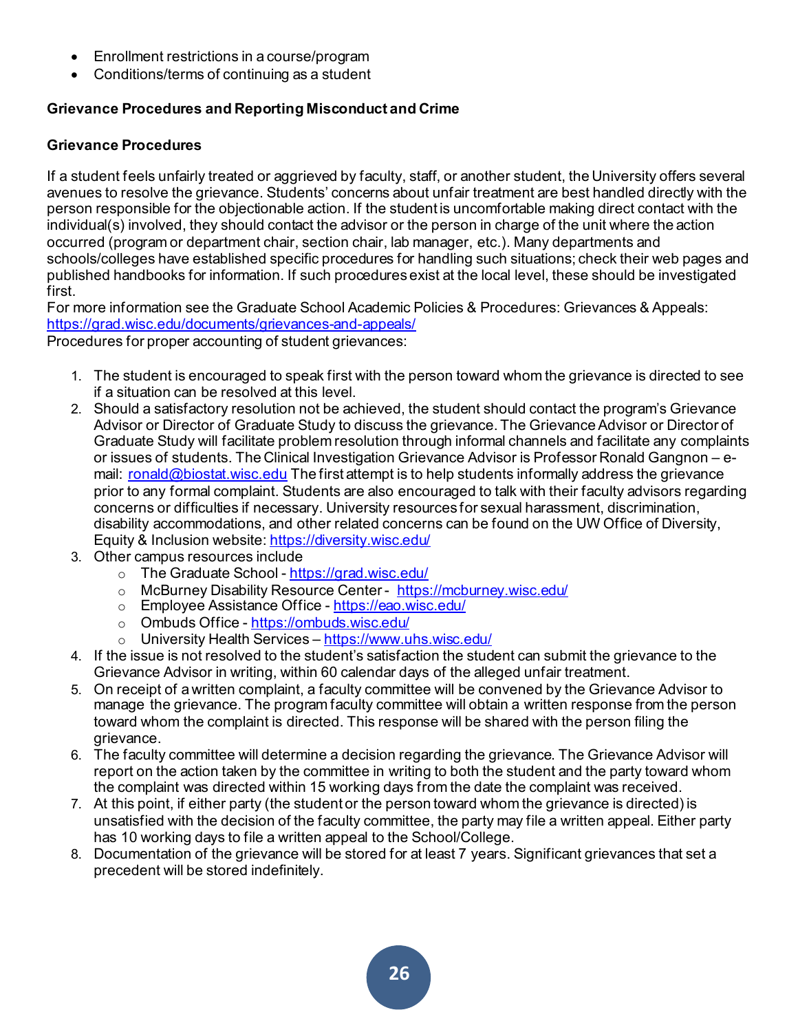- Enrollment restrictions in a course/program
- Conditions/terms of continuing as a student

**Grievance Procedures and Reporting Misconduct and Crime**

**Grievance Procedures**

If a student feels unfairly treated or aggrieved by faculty, staff, or another student, the University offers several avenues to resolve the grievance. Students' concerns about unfair treatment are best handled directly with the person responsible for the objectionable action. If the student is uncomfortable making direct contact with the individual(s) involved, they should contact the advisor or the person in charge of the unit where the action occurred (program or department chair, section chair, lab manager, etc.). Many departments and schools/colleges have established specific procedures for handling such situations; check their web pages and published handbooks for information. If such procedures exist at the local level, these should be investigated first.

For more information see the Graduate School Academic Policies & Procedures: Grievances & Appeals: https://grad.wisc.edu/documents/grievances-and-appeals/

Procedures for proper accounting of student grievances:

1. The student is encouraged to speak first with the person toward whom the grievance is directed to see if a situation can be resolved at this level.
2. Should a satisfactory resolution not be achieved, the student should contact the program's Grievance Advisor or Director of Graduate Study to discuss the grievance. The Grievance Advisor or Director of Graduate Study will facilitate problem resolution through informal channels and facilitate any complaints or issues of students. The Clinical Investigation Grievance Advisor is Professor Ronald Gangnon – e-mail: ronald@biostat.wisc.edu The first attempt is to help students informally address the grievance prior to any formal complaint. Students are also encouraged to talk with their faculty advisors regarding concerns or difficulties if necessary. University resources for sexual harassment, discrimination, disability accommodations, and other related concerns can be found on the UW Office of Diversity, Equity & Inclusion website: https://diversity.wisc.edu/
3. Other campus resources include
   - The Graduate School - https://grad.wisc.edu/
   - McBurney Disability Resource Center - https://mcburney.wisc.edu/
   - Employee Assistance Office - https://eao.wisc.edu/
   - Ombuds Office - https://ombuds.wisc.edu/
   - University Health Services – https://www.uhs.wisc.edu/
4. If the issue is not resolved to the student's satisfaction the student can submit the grievance to the Grievance Advisor in writing, within 60 calendar days of the alleged unfair treatment.
5. On receipt of a written complaint, a faculty committee will be convened by the Grievance Advisor to manage the grievance. The program faculty committee will obtain a written response from the person toward whom the complaint is directed. This response will be shared with the person filing the grievance.
6. The faculty committee will determine a decision regarding the grievance. The Grievance Advisor will report on the action taken by the committee in writing to both the student and the party toward whom the complaint was directed within 15 working days from the date the complaint was received.
7. At this point, if either party (the student or the person toward whom the grievance is directed) is unsatisfied with the decision of the faculty committee, the party may file a written appeal. Either party has 10 working days to file a written appeal to the School/College.
8. Documentation of the grievance will be stored for at least 7 years. Significant grievances that set a precedent will be stored indefinitely.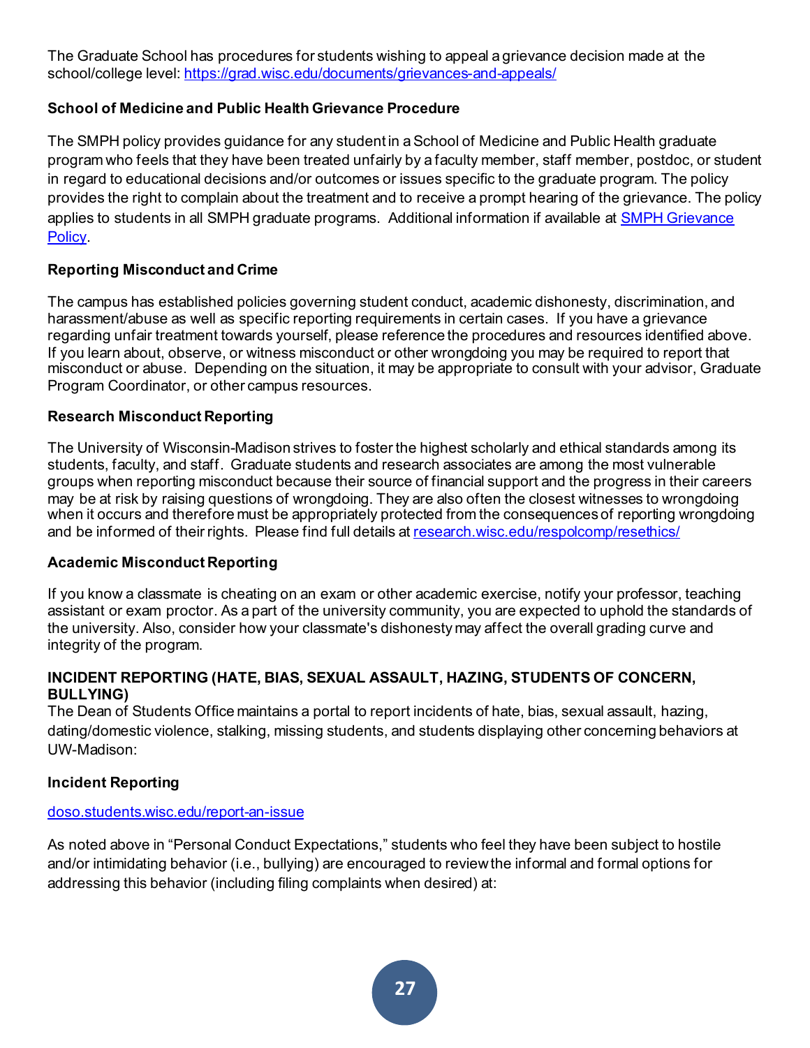The Graduate School has procedures for students wishing to appeal a grievance decision made at the school/college level: [https://grad.wisc.edu/documents/grievances-and-appeals/](https://grad.wisc.edu/documents/grievances-and-appeals/)

**School of Medicine and Public Health Grievance Procedure**

The SMPH policy provides guidance for any student in a School of Medicine and Public Health graduate program who feels that they have been treated unfairly by a faculty member, staff member, postdoc, or student in regard to educational decisions and/or outcomes or issues specific to the graduate program. The policy provides the right to complain about the treatment and to receive a prompt hearing of the grievance. The policy applies to students in all SMPH graduate programs. Additional information if available at SMPH Grievance Policy.

**Reporting Misconduct and Crime**

The campus has established policies governing student conduct, academic dishonesty, discrimination, and harassment/abuse as well as specific reporting requirements in certain cases. If you have a grievance regarding unfair treatment towards yourself, please reference the procedures and resources identified above. If you learn about, observe, or witness misconduct or other wrongdoing you may be required to report that misconduct or abuse. Depending on the situation, it may be appropriate to consult with your advisor, Graduate Program Coordinator, or other campus resources.

**Research Misconduct Reporting**

The University of Wisconsin-Madison strives to foster the highest scholarly and ethical standards among its students, faculty, and staff. Graduate students and research associates are among the most vulnerable groups when reporting misconduct because their source of financial support and the progress in their careers may be at risk by raising questions of wrongdoing. They are also often the closest witnesses to wrongdoing when it occurs and therefore must be appropriately protected from the consequences of reporting wrongdoing and be informed of their rights. Please find full details at research.wisc.edu/respolcomp/resethics/

**Academic Misconduct Reporting**

If you know a classmate is cheating on an exam or other academic exercise, notify your professor, teaching assistant or exam proctor. As a part of the university community, you are expected to uphold the standards of the university. Also, consider how your classmate's dishonesty may affect the overall grading curve and integrity of the program.

**INCIDENT REPORTING (HATE, BIAS, SEXUAL ASSAULT, HAZING, STUDENTS OF CONCERN, BULLYING)**

The Dean of Students Office maintains a portal to report incidents of hate, bias, sexual assault, hazing, dating/domestic violence, stalking, missing students, and students displaying other concerning behaviors at UW-Madison:

**Incident Reporting**

doso.students.wisc.edu/report-an-issue

As noted above in "Personal Conduct Expectations," students who feel they have been subject to hostile and/or intimidating behavior (i.e., bullying) are encouraged to review the informal and formal options for addressing this behavior (including filing complaints when desired) at: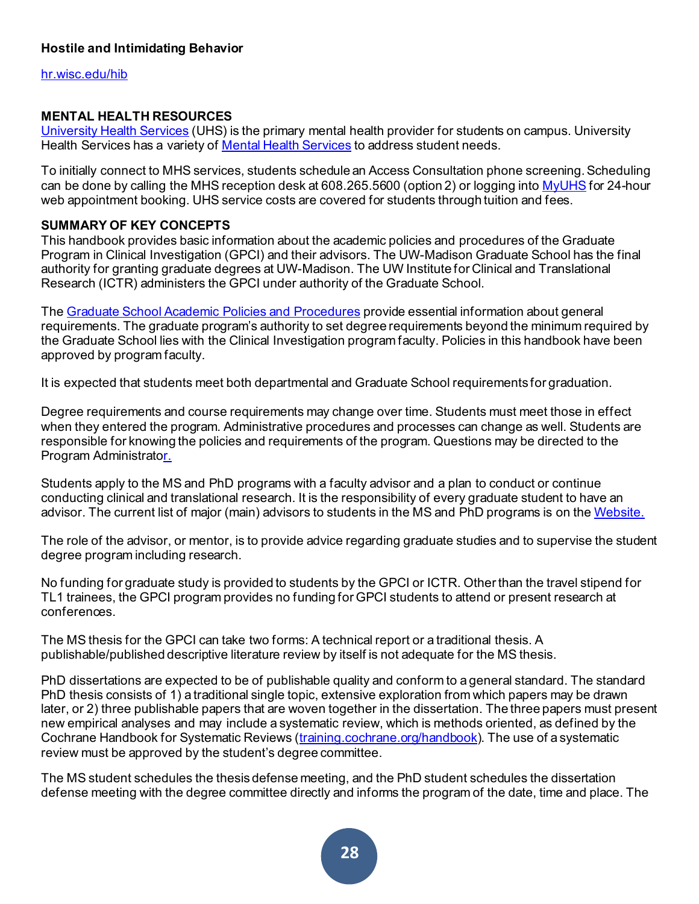### Hostile and Intimidating Behavior

[hr.wisc.edu/hib](hr.wisc.edu/hib)

## MENTAL HEALTH RESOURCES

[University Health Services](#) (UHS) is the primary mental health provider for students on campus. University Health Services has a variety of [Mental Health Services](#) to address student needs.

To initially connect to MHS services, students schedule an Access Consultation phone screening. Scheduling can be done by calling the MHS reception desk at 608.265.5600 (option 2) or logging into [MyUHS](#) for 24-hour web appointment booking. UHS service costs are covered for students through tuition and fees.

## SUMMARY OF KEY CONCEPTS

This handbook provides basic information about the academic policies and procedures of the Graduate Program in Clinical Investigation (GPCI) and their advisors. The UW-Madison Graduate School has the final authority for granting graduate degrees at UW-Madison. The UW Institute for Clinical and Translational Research (ICTR) administers the GPCI under authority of the Graduate School.

The [Graduate School Academic Policies and Procedures](#) provide essential information about general requirements. The graduate program's authority to set degree requirements beyond the minimum required by the Graduate School lies with the Clinical Investigation program faculty. Policies in this handbook have been approved by program faculty.

It is expected that students meet both departmental and Graduate School requirements for graduation.

Degree requirements and course requirements may change over time. Students must meet those in effect when they entered the program. Administrative procedures and processes can change as well. Students are responsible for knowing the policies and requirements of the program. Questions may be directed to the Program Administrator.

Students apply to the MS and PhD programs with a faculty advisor and a plan to conduct or continue conducting clinical and translational research. It is the responsibility of every graduate student to have an advisor. The current list of major (main) advisors to students in the MS and PhD programs is on the [Website.](#)

The role of the advisor, or mentor, is to provide advice regarding graduate studies and to supervise the student degree program including research.

No funding for graduate study is provided to students by the GPCI or ICTR. Other than the travel stipend for TL1 trainees, the GPCI program provides no funding for GPCI students to attend or present research at conferences.

The MS thesis for the GPCI can take two forms: A technical report or a traditional thesis. A publishable/published descriptive literature review by itself is not adequate for the MS thesis.

PhD dissertations are expected to be of publishable quality and conform to a general standard. The standard PhD thesis consists of 1) a traditional single topic, extensive exploration from which papers may be drawn later, or 2) three publishable papers that are woven together in the dissertation. The three papers must present new empirical analyses and may include a systematic review, which is methods oriented, as defined by the Cochrane Handbook for Systematic Reviews ([training.cochrane.org/handbook](training.cochrane.org/handbook)). The use of a systematic review must be approved by the student's degree committee.

The MS student schedules the thesis defense meeting, and the PhD student schedules the dissertation defense meeting with the degree committee directly and informs the program of the date, time and place. The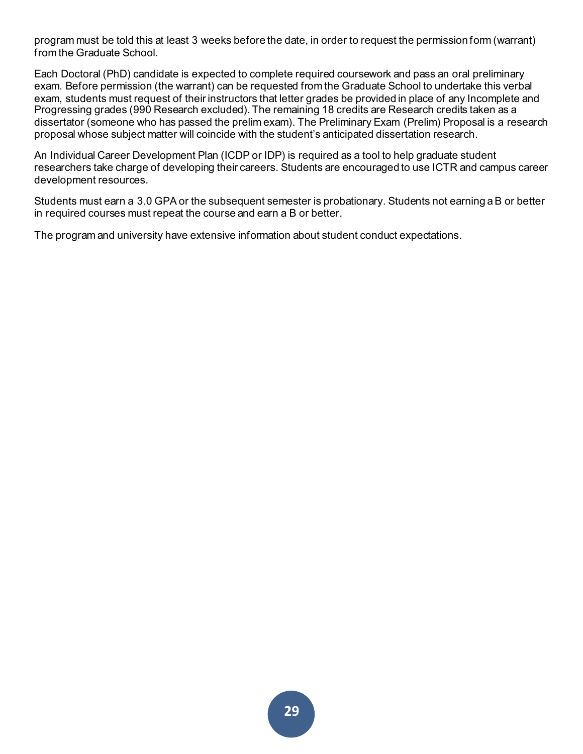program must be told this at least 3 weeks before the date, in order to request the permission form (warrant) from the Graduate School.

Each Doctoral (PhD) candidate is expected to complete required coursework and pass an oral preliminary exam. Before permission (the warrant) can be requested from the Graduate School to undertake this verbal exam, students must request of their instructors that letter grades be provided in place of any Incomplete and Progressing grades (990 Research excluded). The remaining 18 credits are Research credits taken as a dissertator (someone who has passed the prelim exam). The Preliminary Exam (Prelim) Proposal is a research proposal whose subject matter will coincide with the student's anticipated dissertation research.

An Individual Career Development Plan (ICDP or IDP) is required as a tool to help graduate student researchers take charge of developing their careers. Students are encouraged to use ICTR and campus career development resources.

Students must earn a 3.0 GPA or the subsequent semester is probationary. Students not earning a B or better in required courses must repeat the course and earn a B or better.

The program and university have extensive information about student conduct expectations.